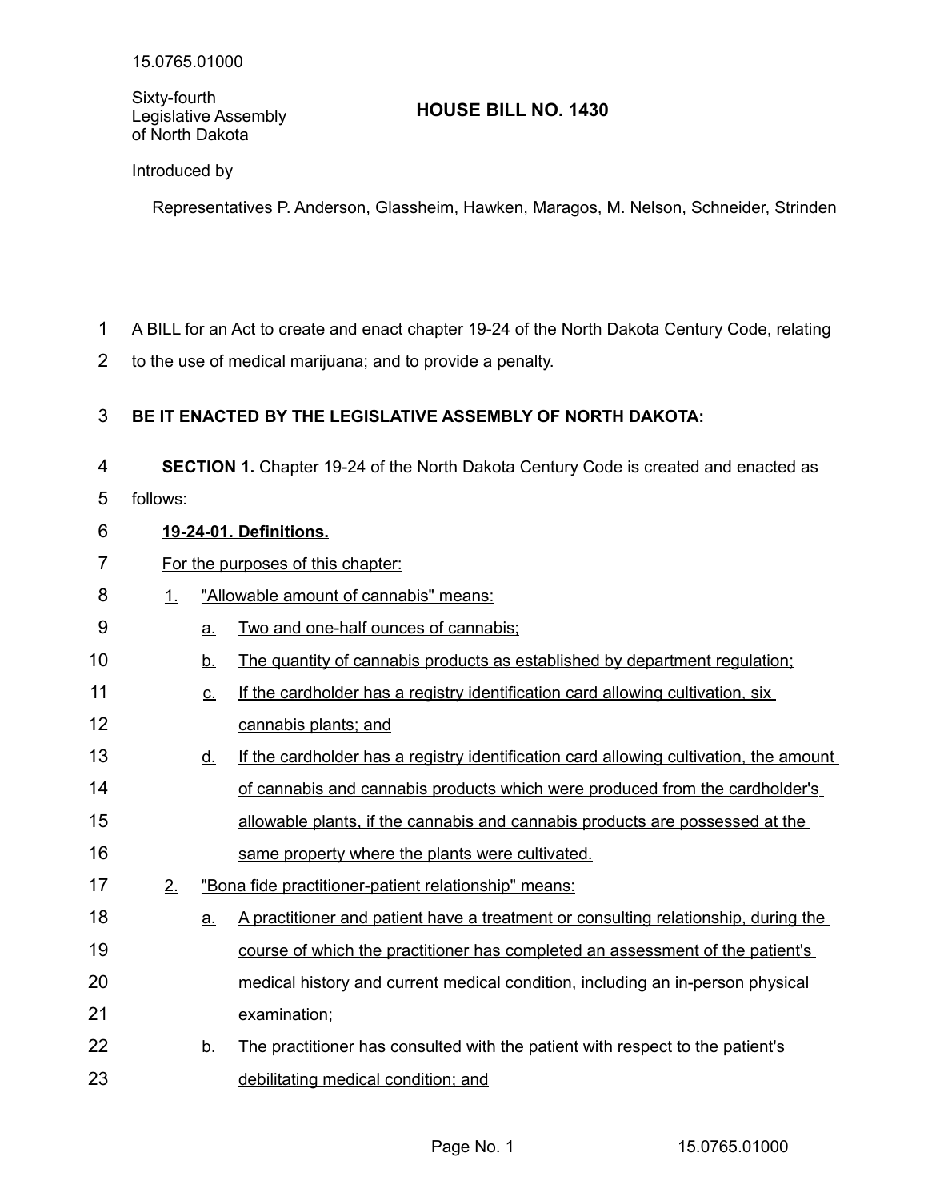15.0765.01000

Sixty-fourth Legislative Assembly of North Dakota

# HOUSE BILL NO. 1430

Introduced by

Representatives P. Anderson, Glassheim, Hawken, Maragos, M. Nelson, Schneider, Strinden

A BILL for an Act to create and enact chapter 19-24 of the North Dakota Century Code, relating to the use of medical marijuana; and to provide a penalty.

**BE IT ENACTED BY THE LEGISLATIVE ASSEMBLY OF NORTH DAKOTA:**

**SECTION 1.** Chapter 19-24 of the North Dakota Century Code is created and enacted as follows:

**19-24-01. Definitions.**

For the purposes of this chapter:

1. "Allowable amount of cannabis" means:
   a. Two and one-half ounces of cannabis;
   b. The quantity of cannabis products as established by department regulation;
   c. If the cardholder has a registry identification card allowing cultivation, six cannabis plants; and
   d. If the cardholder has a registry identification card allowing cultivation, the amount of cannabis and cannabis products which were produced from the cardholder's allowable plants, if the cannabis and cannabis products are possessed at the same property where the plants were cultivated.
2. "Bona fide practitioner-patient relationship" means:
   a. A practitioner and patient have a treatment or consulting relationship, during the course of which the practitioner has completed an assessment of the patient's medical history and current medical condition, including an in-person physical examination;
   b. The practitioner has consulted with the patient with respect to the patient's debilitating medical condition; and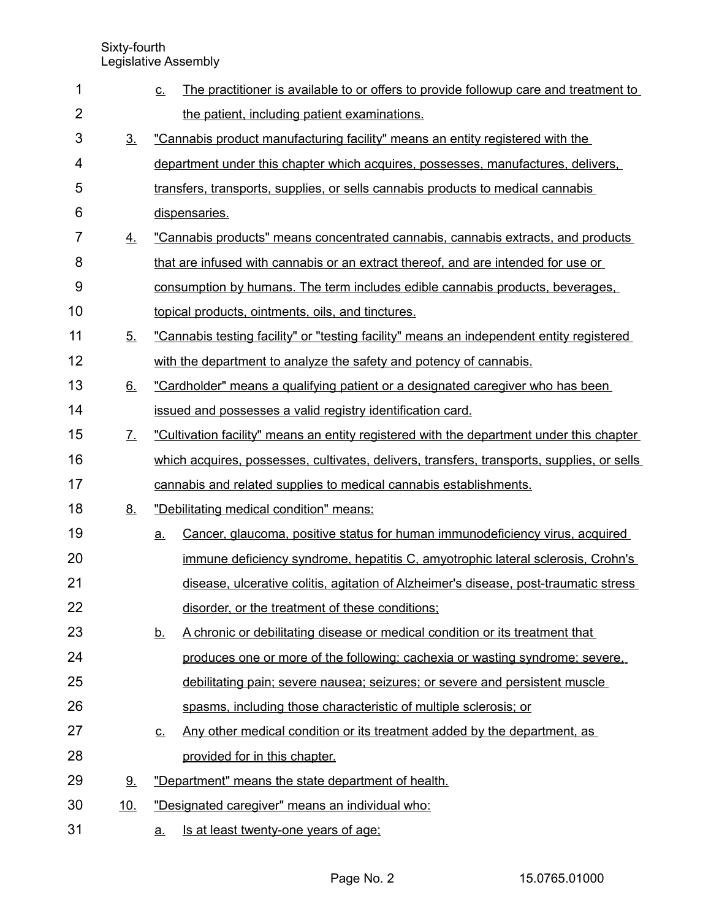c. The practitioner is available to or offers to provide followup care and treatment to the patient, including patient examinations.

3. "Cannabis product manufacturing facility" means an entity registered with the department under this chapter which acquires, possesses, manufactures, delivers, transfers, transports, supplies, or sells cannabis products to medical cannabis dispensaries.

4. "Cannabis products" means concentrated cannabis, cannabis extracts, and products that are infused with cannabis or an extract thereof, and are intended for use or consumption by humans. The term includes edible cannabis products, beverages, topical products, ointments, oils, and tinctures.

5. "Cannabis testing facility" or "testing facility" means an independent entity registered with the department to analyze the safety and potency of cannabis.

6. "Cardholder" means a qualifying patient or a designated caregiver who has been issued and possesses a valid registry identification card.

7. "Cultivation facility" means an entity registered with the department under this chapter which acquires, possesses, cultivates, delivers, transfers, transports, supplies, or sells cannabis and related supplies to medical cannabis establishments.

8. "Debilitating medical condition" means:

   a. Cancer, glaucoma, positive status for human immunodeficiency virus, acquired immune deficiency syndrome, hepatitis C, amyotrophic lateral sclerosis, Crohn's disease, ulcerative colitis, agitation of Alzheimer's disease, post-traumatic stress disorder, or the treatment of these conditions;

   b. A chronic or debilitating disease or medical condition or its treatment that produces one or more of the following: cachexia or wasting syndrome; severe, debilitating pain; severe nausea; seizures; or severe and persistent muscle spasms, including those characteristic of multiple sclerosis; or

   c. Any other medical condition or its treatment added by the department, as provided for in this chapter.

9. "Department" means the state department of health.

10. "Designated caregiver" means an individual who:

    a. Is at least twenty-one years of age;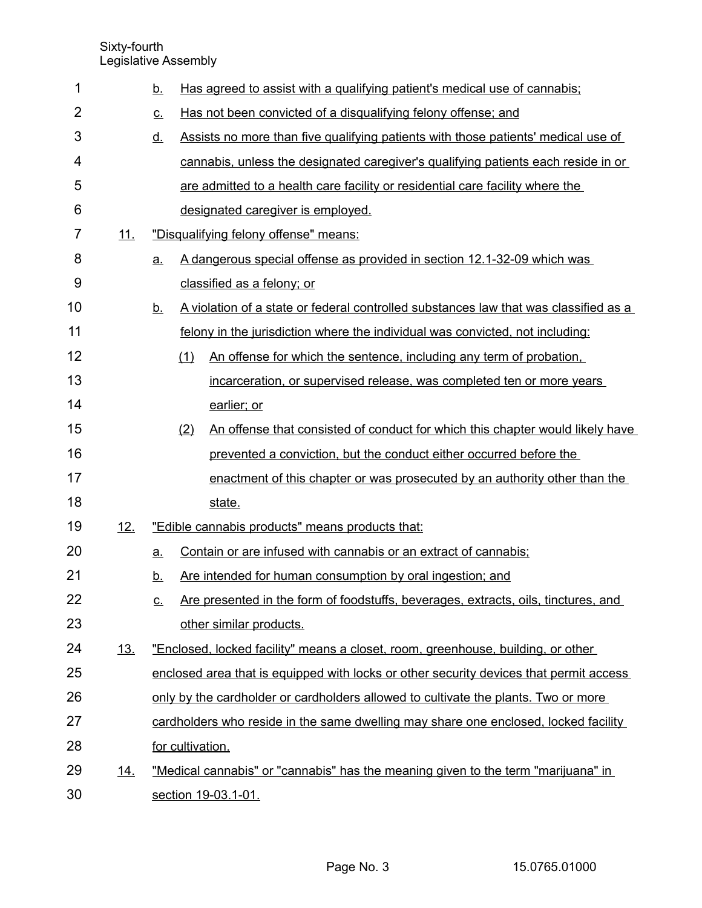b. Has agreed to assist with a qualifying patient's medical use of cannabis;

c. Has not been convicted of a disqualifying felony offense; and

d. Assists no more than five qualifying patients with those patients' medical use of cannabis, unless the designated caregiver's qualifying patients each reside in or are admitted to a health care facility or residential care facility where the designated caregiver is employed.

11. "Disqualifying felony offense" means:

a. A dangerous special offense as provided in section 12.1-32-09 which was classified as a felony; or

b. A violation of a state or federal controlled substances law that was classified as a felony in the jurisdiction where the individual was convicted, not including:

(1) An offense for which the sentence, including any term of probation, incarceration, or supervised release, was completed ten or more years earlier; or

(2) An offense that consisted of conduct for which this chapter would likely have prevented a conviction, but the conduct either occurred before the enactment of this chapter or was prosecuted by an authority other than the state.

12. "Edible cannabis products" means products that:

a. Contain or are infused with cannabis or an extract of cannabis;

b. Are intended for human consumption by oral ingestion; and

c. Are presented in the form of foodstuffs, beverages, extracts, oils, tinctures, and other similar products.

13. "Enclosed, locked facility" means a closet, room, greenhouse, building, or other enclosed area that is equipped with locks or other security devices that permit access only by the cardholder or cardholders allowed to cultivate the plants. Two or more cardholders who reside in the same dwelling may share one enclosed, locked facility for cultivation.

14. "Medical cannabis" or "cannabis" has the meaning given to the term "marijuana" in section 19-03.1-01.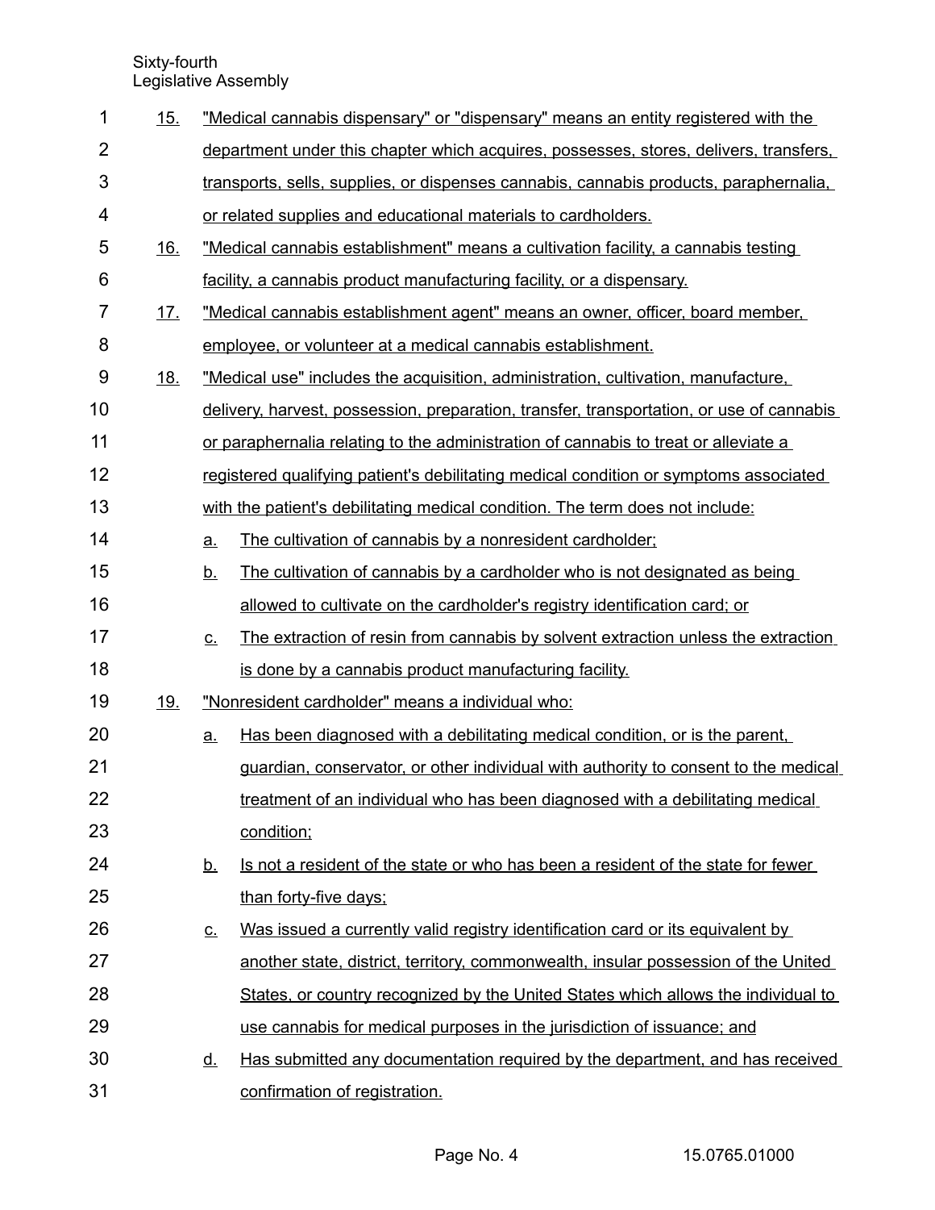15. "Medical cannabis dispensary" or "dispensary" means an entity registered with the department under this chapter which acquires, possesses, stores, delivers, transfers, transports, sells, supplies, or dispenses cannabis, cannabis products, paraphernalia, or related supplies and educational materials to cardholders.

16. "Medical cannabis establishment" means a cultivation facility, a cannabis testing facility, a cannabis product manufacturing facility, or a dispensary.

17. "Medical cannabis establishment agent" means an owner, officer, board member, employee, or volunteer at a medical cannabis establishment.

18. "Medical use" includes the acquisition, administration, cultivation, manufacture, delivery, harvest, possession, preparation, transfer, transportation, or use of cannabis or paraphernalia relating to the administration of cannabis to treat or alleviate a registered qualifying patient's debilitating medical condition or symptoms associated with the patient's debilitating medical condition. The term does not include:

    a. The cultivation of cannabis by a nonresident cardholder;

    b. The cultivation of cannabis by a cardholder who is not designated as being allowed to cultivate on the cardholder's registry identification card; or

    c. The extraction of resin from cannabis by solvent extraction unless the extraction is done by a cannabis product manufacturing facility.

19. "Nonresident cardholder" means a individual who:

    a. Has been diagnosed with a debilitating medical condition, or is the parent, guardian, conservator, or other individual with authority to consent to the medical treatment of an individual who has been diagnosed with a debilitating medical condition;

    b. Is not a resident of the state or who has been a resident of the state for fewer than forty-five days;

    c. Was issued a currently valid registry identification card or its equivalent by another state, district, territory, commonwealth, insular possession of the United States, or country recognized by the United States which allows the individual to use cannabis for medical purposes in the jurisdiction of issuance; and

    d. Has submitted any documentation required by the department, and has received confirmation of registration.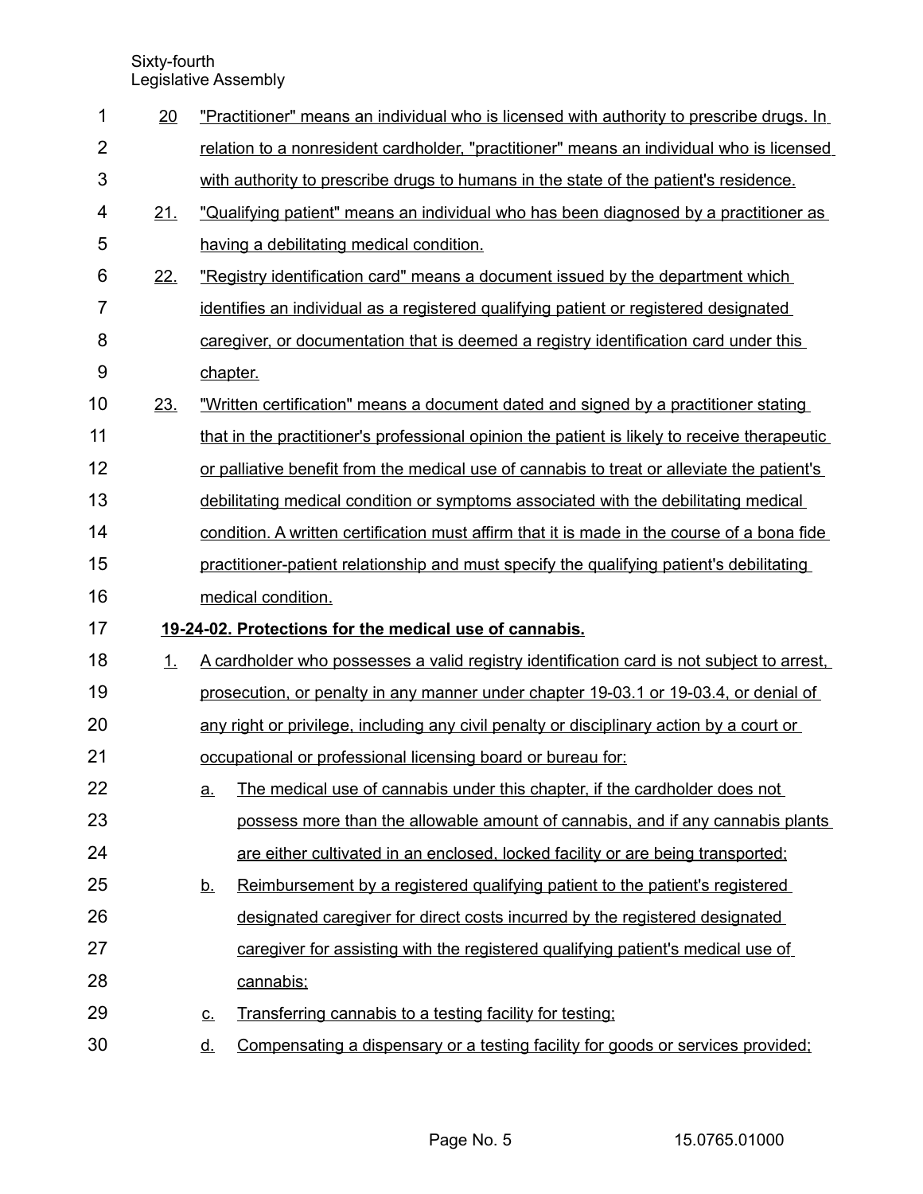20. "Practitioner" means an individual who is licensed with authority to prescribe drugs. In relation to a nonresident cardholder, "practitioner" means an individual who is licensed with authority to prescribe drugs to humans in the state of the patient's residence.

21. "Qualifying patient" means an individual who has been diagnosed by a practitioner as having a debilitating medical condition.

22. "Registry identification card" means a document issued by the department which identifies an individual as a registered qualifying patient or registered designated caregiver, or documentation that is deemed a registry identification card under this chapter.

23. "Written certification" means a document dated and signed by a practitioner stating that in the practitioner's professional opinion the patient is likely to receive therapeutic or palliative benefit from the medical use of cannabis to treat or alleviate the patient's debilitating medical condition or symptoms associated with the debilitating medical condition. A written certification must affirm that it is made in the course of a bona fide practitioner-patient relationship and must specify the qualifying patient's debilitating medical condition.

**19-24-02. Protections for the medical use of cannabis.**

1. A cardholder who possesses a valid registry identification card is not subject to arrest, prosecution, or penalty in any manner under chapter 19-03.1 or 19-03.4, or denial of any right or privilege, including any civil penalty or disciplinary action by a court or occupational or professional licensing board or bureau for:

   a. The medical use of cannabis under this chapter, if the cardholder does not possess more than the allowable amount of cannabis, and if any cannabis plants are either cultivated in an enclosed, locked facility or are being transported;

   b. Reimbursement by a registered qualifying patient to the patient's registered designated caregiver for direct costs incurred by the registered designated caregiver for assisting with the registered qualifying patient's medical use of cannabis;

   c. Transferring cannabis to a testing facility for testing;

   d. Compensating a dispensary or a testing facility for goods or services provided;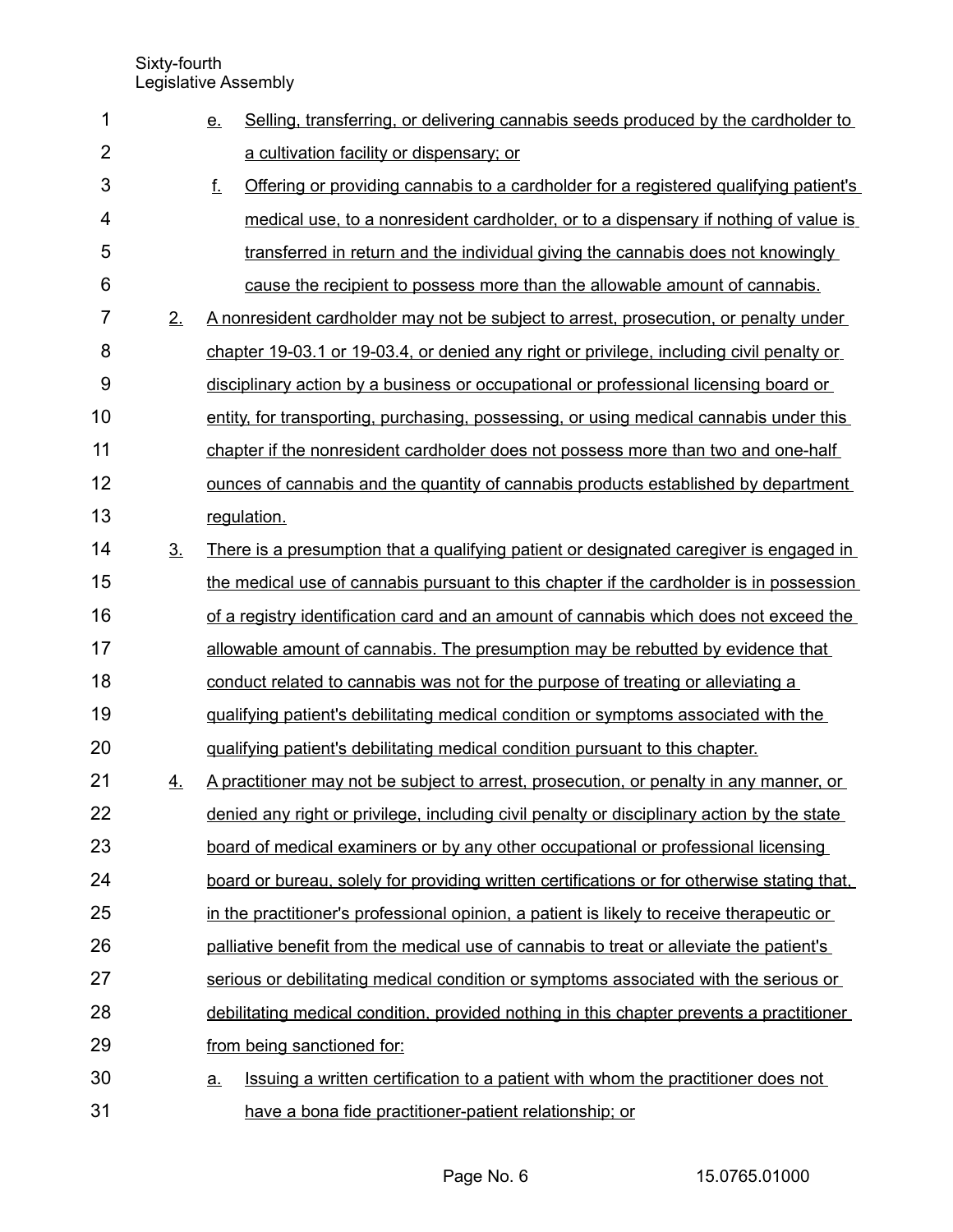e. Selling, transferring, or delivering cannabis seeds produced by the cardholder to a cultivation facility or dispensary; or

f. Offering or providing cannabis to a cardholder for a registered qualifying patient's medical use, to a nonresident cardholder, or to a dispensary if nothing of value is transferred in return and the individual giving the cannabis does not knowingly cause the recipient to possess more than the allowable amount of cannabis.

2. A nonresident cardholder may not be subject to arrest, prosecution, or penalty under chapter 19-03.1 or 19-03.4, or denied any right or privilege, including civil penalty or disciplinary action by a business or occupational or professional licensing board or entity, for transporting, purchasing, possessing, or using medical cannabis under this chapter if the nonresident cardholder does not possess more than two and one-half ounces of cannabis and the quantity of cannabis products established by department regulation.

3. There is a presumption that a qualifying patient or designated caregiver is engaged in the medical use of cannabis pursuant to this chapter if the cardholder is in possession of a registry identification card and an amount of cannabis which does not exceed the allowable amount of cannabis. The presumption may be rebutted by evidence that conduct related to cannabis was not for the purpose of treating or alleviating a qualifying patient's debilitating medical condition or symptoms associated with the qualifying patient's debilitating medical condition pursuant to this chapter.

4. A practitioner may not be subject to arrest, prosecution, or penalty in any manner, or denied any right or privilege, including civil penalty or disciplinary action by the state board of medical examiners or by any other occupational or professional licensing board or bureau, solely for providing written certifications or for otherwise stating that, in the practitioner's professional opinion, a patient is likely to receive therapeutic or palliative benefit from the medical use of cannabis to treat or alleviate the patient's serious or debilitating medical condition or symptoms associated with the serious or debilitating medical condition, provided nothing in this chapter prevents a practitioner from being sanctioned for:

a. Issuing a written certification to a patient with whom the practitioner does not have a bona fide practitioner-patient relationship; or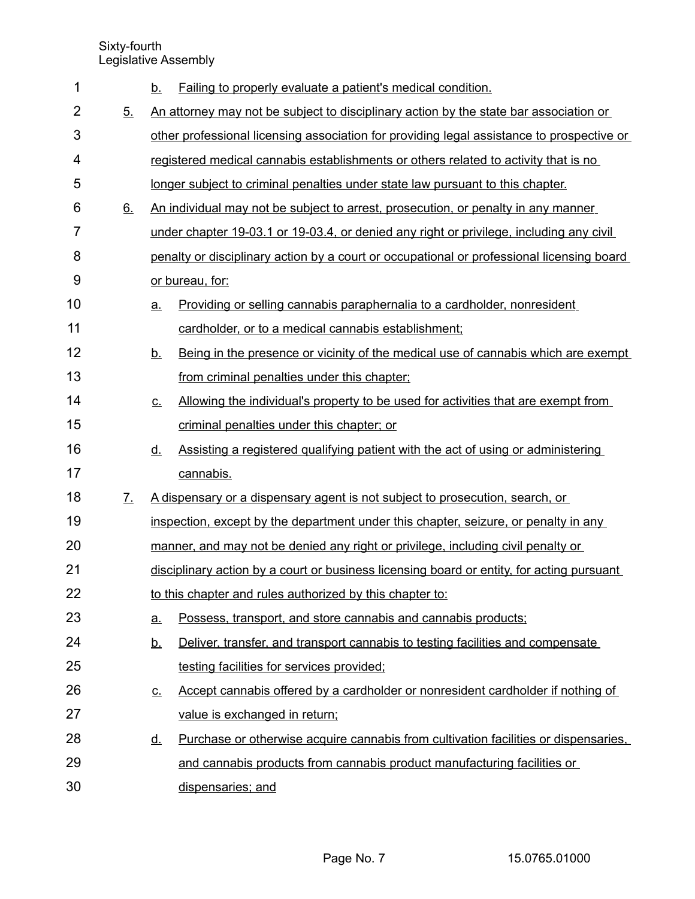b. Failing to properly evaluate a patient's medical condition.

5. An attorney may not be subject to disciplinary action by the state bar association or other professional licensing association for providing legal assistance to prospective or registered medical cannabis establishments or others related to activity that is no longer subject to criminal penalties under state law pursuant to this chapter.

6. An individual may not be subject to arrest, prosecution, or penalty in any manner under chapter 19-03.1 or 19-03.4, or denied any right or privilege, including any civil penalty or disciplinary action by a court or occupational or professional licensing board or bureau, for:

   a. Providing or selling cannabis paraphernalia to a cardholder, nonresident cardholder, or to a medical cannabis establishment;

   b. Being in the presence or vicinity of the medical use of cannabis which are exempt from criminal penalties under this chapter;

   c. Allowing the individual's property to be used for activities that are exempt from criminal penalties under this chapter; or

   d. Assisting a registered qualifying patient with the act of using or administering cannabis.

7. A dispensary or a dispensary agent is not subject to prosecution, search, or inspection, except by the department under this chapter, seizure, or penalty in any manner, and may not be denied any right or privilege, including civil penalty or disciplinary action by a court or business licensing board or entity, for acting pursuant to this chapter and rules authorized by this chapter to:

   a. Possess, transport, and store cannabis and cannabis products;

   b. Deliver, transfer, and transport cannabis to testing facilities and compensate testing facilities for services provided;

   c. Accept cannabis offered by a cardholder or nonresident cardholder if nothing of value is exchanged in return;

   d. Purchase or otherwise acquire cannabis from cultivation facilities or dispensaries, and cannabis products from cannabis product manufacturing facilities or dispensaries; and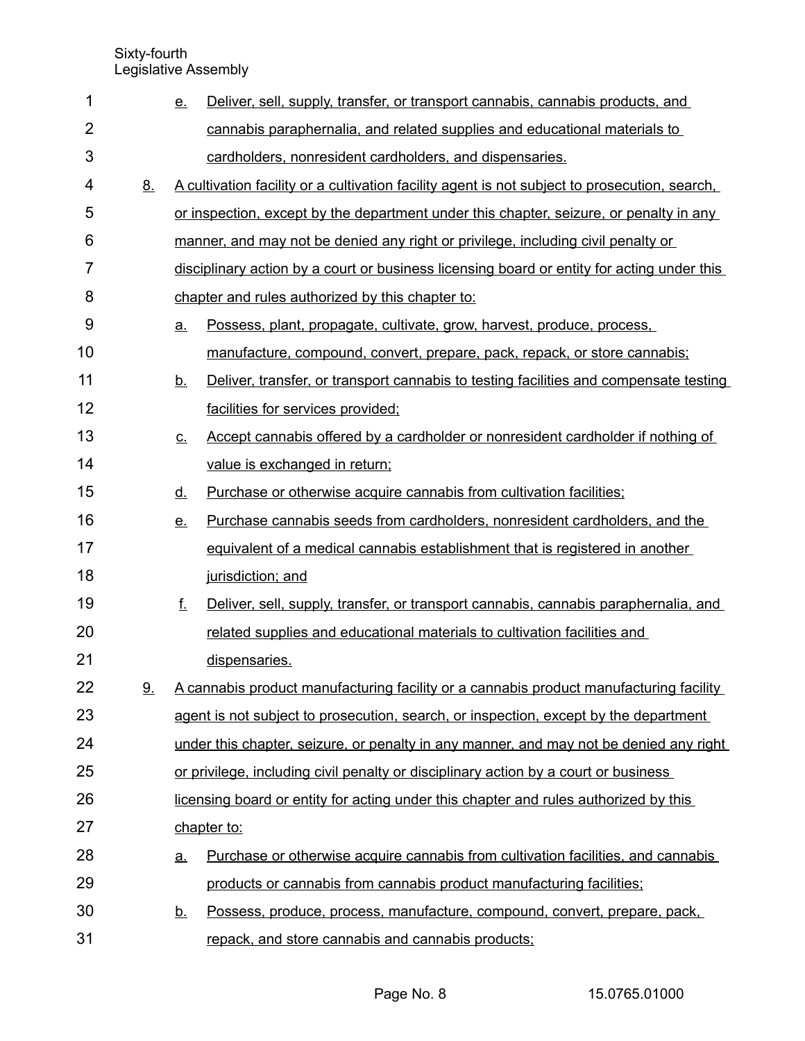e. Deliver, sell, supply, transfer, or transport cannabis, cannabis products, and cannabis paraphernalia, and related supplies and educational materials to cardholders, nonresident cardholders, and dispensaries.

8. A cultivation facility or a cultivation facility agent is not subject to prosecution, search, or inspection, except by the department under this chapter, seizure, or penalty in any manner, and may not be denied any right or privilege, including civil penalty or disciplinary action by a court or business licensing board or entity for acting under this chapter and rules authorized by this chapter to:

   a. Possess, plant, propagate, cultivate, grow, harvest, produce, process, manufacture, compound, convert, prepare, pack, repack, or store cannabis;

   b. Deliver, transfer, or transport cannabis to testing facilities and compensate testing facilities for services provided;

   c. Accept cannabis offered by a cardholder or nonresident cardholder if nothing of value is exchanged in return;

   d. Purchase or otherwise acquire cannabis from cultivation facilities;

   e. Purchase cannabis seeds from cardholders, nonresident cardholders, and the equivalent of a medical cannabis establishment that is registered in another jurisdiction; and

   f. Deliver, sell, supply, transfer, or transport cannabis, cannabis paraphernalia, and related supplies and educational materials to cultivation facilities and dispensaries.

9. A cannabis product manufacturing facility or a cannabis product manufacturing facility agent is not subject to prosecution, search, or inspection, except by the department under this chapter, seizure, or penalty in any manner, and may not be denied any right or privilege, including civil penalty or disciplinary action by a court or business licensing board or entity for acting under this chapter and rules authorized by this chapter to:

   a. Purchase or otherwise acquire cannabis from cultivation facilities, and cannabis products or cannabis from cannabis product manufacturing facilities;

   b. Possess, produce, process, manufacture, compound, convert, prepare, pack, repack, and store cannabis and cannabis products;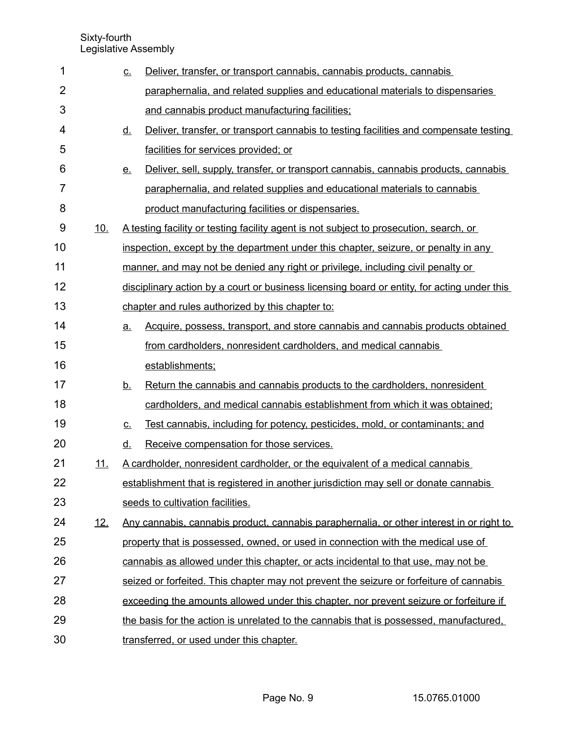c. Deliver, transfer, or transport cannabis, cannabis products, cannabis paraphernalia, and related supplies and educational materials to dispensaries and cannabis product manufacturing facilities;

d. Deliver, transfer, or transport cannabis to testing facilities and compensate testing facilities for services provided; or

e. Deliver, sell, supply, transfer, or transport cannabis, cannabis products, cannabis paraphernalia, and related supplies and educational materials to cannabis product manufacturing facilities or dispensaries.

10. A testing facility or testing facility agent is not subject to prosecution, search, or inspection, except by the department under this chapter, seizure, or penalty in any manner, and may not be denied any right or privilege, including civil penalty or disciplinary action by a court or business licensing board or entity, for acting under this chapter and rules authorized by this chapter to:

a. Acquire, possess, transport, and store cannabis and cannabis products obtained from cardholders, nonresident cardholders, and medical cannabis establishments;

b. Return the cannabis and cannabis products to the cardholders, nonresident cardholders, and medical cannabis establishment from which it was obtained;

c. Test cannabis, including for potency, pesticides, mold, or contaminants; and

d. Receive compensation for those services.

11. A cardholder, nonresident cardholder, or the equivalent of a medical cannabis establishment that is registered in another jurisdiction may sell or donate cannabis seeds to cultivation facilities.

12. Any cannabis, cannabis product, cannabis paraphernalia, or other interest in or right to property that is possessed, owned, or used in connection with the medical use of cannabis as allowed under this chapter, or acts incidental to that use, may not be seized or forfeited. This chapter may not prevent the seizure or forfeiture of cannabis exceeding the amounts allowed under this chapter, nor prevent seizure or forfeiture if the basis for the action is unrelated to the cannabis that is possessed, manufactured, transferred, or used under this chapter.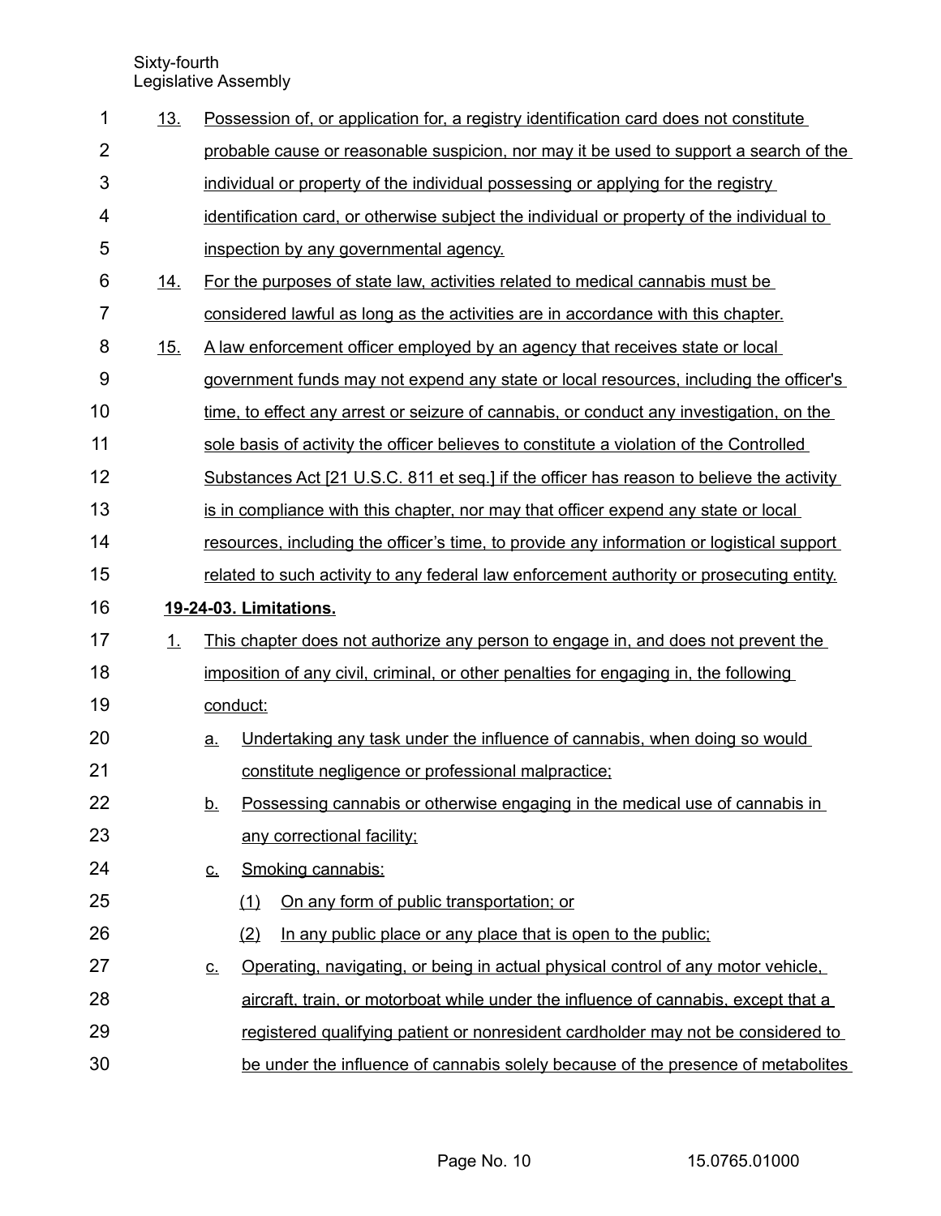13. Possession of, or application for, a registry identification card does not constitute probable cause or reasonable suspicion, nor may it be used to support a search of the individual or property of the individual possessing or applying for the registry identification card, or otherwise subject the individual or property of the individual to inspection by any governmental agency.

14. For the purposes of state law, activities related to medical cannabis must be considered lawful as long as the activities are in accordance with this chapter.

15. A law enforcement officer employed by an agency that receives state or local government funds may not expend any state or local resources, including the officer's time, to effect any arrest or seizure of cannabis, or conduct any investigation, on the sole basis of activity the officer believes to constitute a violation of the Controlled Substances Act [21 U.S.C. 811 et seq.] if the officer has reason to believe the activity is in compliance with this chapter, nor may that officer expend any state or local resources, including the officer's time, to provide any information or logistical support related to such activity to any federal law enforcement authority or prosecuting entity.

**19-24-03. Limitations.**

1. This chapter does not authorize any person to engage in, and does not prevent the imposition of any civil, criminal, or other penalties for engaging in, the following conduct:

   a. Undertaking any task under the influence of cannabis, when doing so would constitute negligence or professional malpractice;

   b. Possessing cannabis or otherwise engaging in the medical use of cannabis in any correctional facility;

   c. Smoking cannabis:

      (1) On any form of public transportation; or

      (2) In any public place or any place that is open to the public;

   c. Operating, navigating, or being in actual physical control of any motor vehicle, aircraft, train, or motorboat while under the influence of cannabis, except that a registered qualifying patient or nonresident cardholder may not be considered to be under the influence of cannabis solely because of the presence of metabolites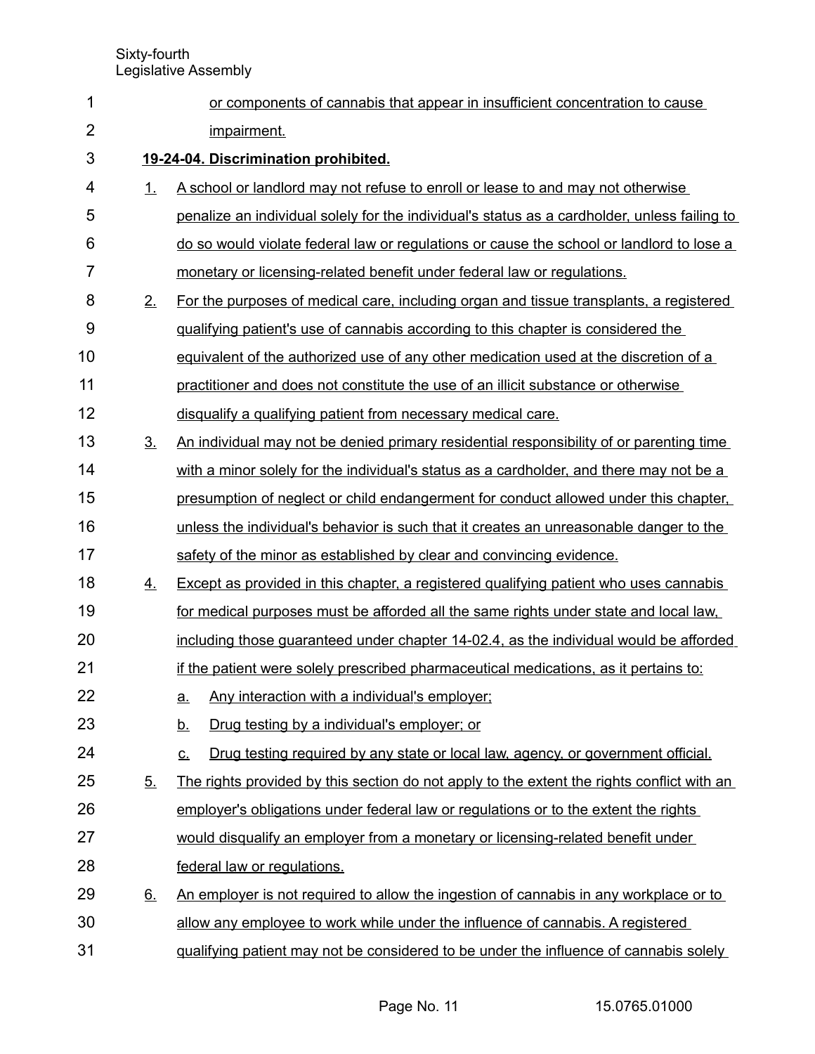or components of cannabis that appear in insufficient concentration to cause impairment.

**19-24-04. Discrimination prohibited.**

1. A school or landlord may not refuse to enroll or lease to and may not otherwise penalize an individual solely for the individual's status as a cardholder, unless failing to do so would violate federal law or regulations or cause the school or landlord to lose a monetary or licensing-related benefit under federal law or regulations.
2. For the purposes of medical care, including organ and tissue transplants, a registered qualifying patient's use of cannabis according to this chapter is considered the equivalent of the authorized use of any other medication used at the discretion of a practitioner and does not constitute the use of an illicit substance or otherwise disqualify a qualifying patient from necessary medical care.
3. An individual may not be denied primary residential responsibility of or parenting time with a minor solely for the individual's status as a cardholder, and there may not be a presumption of neglect or child endangerment for conduct allowed under this chapter, unless the individual's behavior is such that it creates an unreasonable danger to the safety of the minor as established by clear and convincing evidence.
4. Except as provided in this chapter, a registered qualifying patient who uses cannabis for medical purposes must be afforded all the same rights under state and local law, including those guaranteed under chapter 14-02.4, as the individual would be afforded if the patient were solely prescribed pharmaceutical medications, as it pertains to:
   a. Any interaction with a individual's employer;
   b. Drug testing by a individual's employer; or
   c. Drug testing required by any state or local law, agency, or government official.
5. The rights provided by this section do not apply to the extent the rights conflict with an employer's obligations under federal law or regulations or to the extent the rights would disqualify an employer from a monetary or licensing-related benefit under federal law or regulations.
6. An employer is not required to allow the ingestion of cannabis in any workplace or to allow any employee to work while under the influence of cannabis. A registered qualifying patient may not be considered to be under the influence of cannabis solely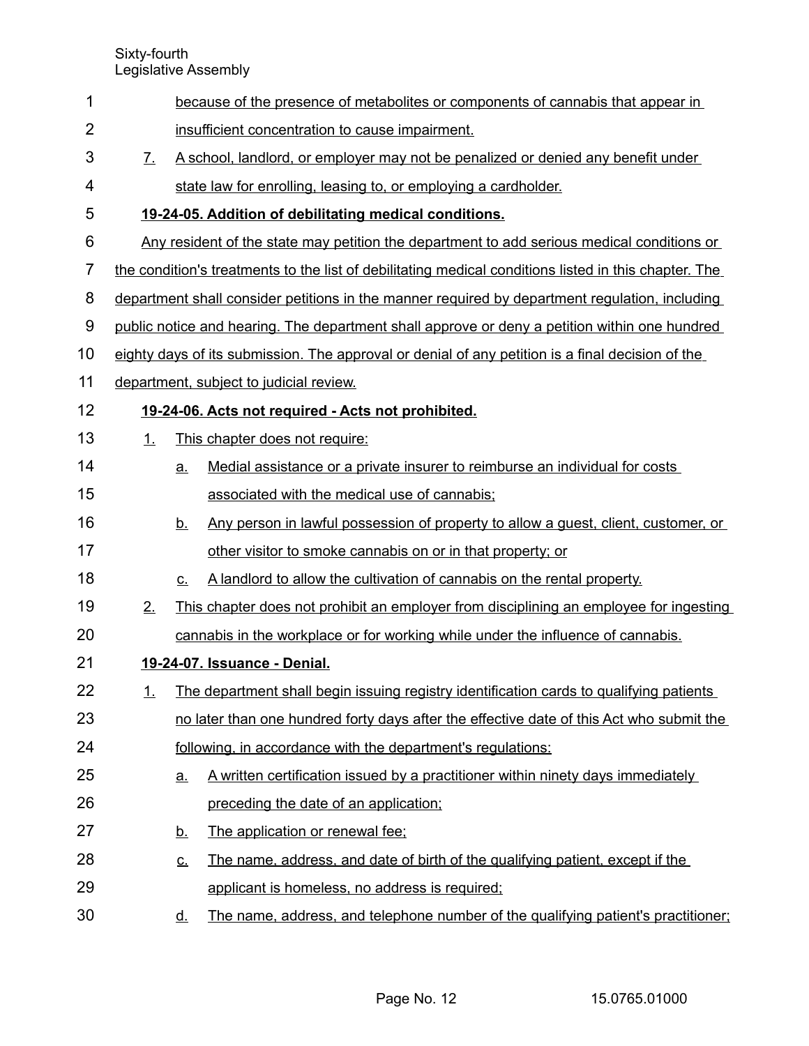because of the presence of metabolites or components of cannabis that appear in insufficient concentration to cause impairment.

7. A school, landlord, or employer may not be penalized or denied any benefit under state law for enrolling, leasing to, or employing a cardholder.

**19-24-05. Addition of debilitating medical conditions.**

Any resident of the state may petition the department to add serious medical conditions or the condition's treatments to the list of debilitating medical conditions listed in this chapter. The department shall consider petitions in the manner required by department regulation, including public notice and hearing. The department shall approve or deny a petition within one hundred eighty days of its submission. The approval or denial of any petition is a final decision of the department, subject to judicial review.

**19-24-06. Acts not required - Acts not prohibited.**

1. This chapter does not require:
   - a. Medial assistance or a private insurer to reimburse an individual for costs associated with the medical use of cannabis;
   - b. Any person in lawful possession of property to allow a guest, client, customer, or other visitor to smoke cannabis on or in that property; or
   - c. A landlord to allow the cultivation of cannabis on the rental property.
2. This chapter does not prohibit an employer from disciplining an employee for ingesting cannabis in the workplace or for working while under the influence of cannabis.

**19-24-07. Issuance - Denial.**

1. The department shall begin issuing registry identification cards to qualifying patients no later than one hundred forty days after the effective date of this Act who submit the following, in accordance with the department's regulations:
   - a. A written certification issued by a practitioner within ninety days immediately preceding the date of an application;
   - b. The application or renewal fee;
   - c. The name, address, and date of birth of the qualifying patient, except if the applicant is homeless, no address is required;
   - d. The name, address, and telephone number of the qualifying patient's practitioner;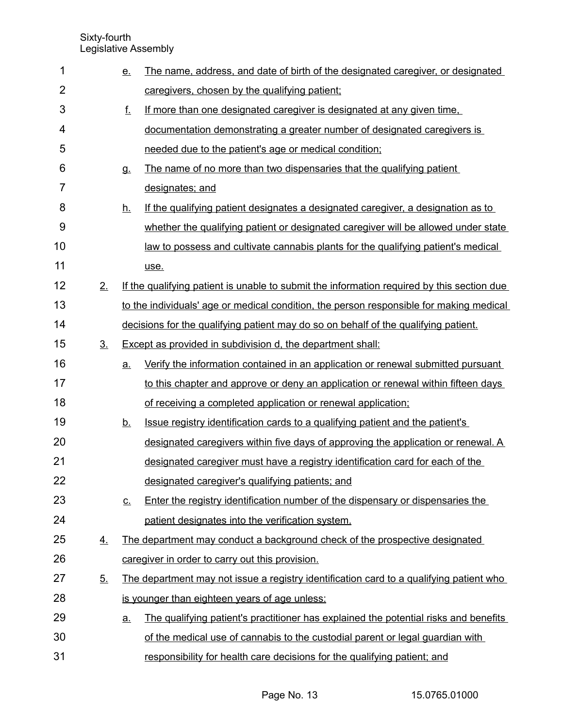e. The name, address, and date of birth of the designated caregiver, or designated caregivers, chosen by the qualifying patient;

f. If more than one designated caregiver is designated at any given time, documentation demonstrating a greater number of designated caregivers is needed due to the patient's age or medical condition;

g. The name of no more than two dispensaries that the qualifying patient designates; and

h. If the qualifying patient designates a designated caregiver, a designation as to whether the qualifying patient or designated caregiver will be allowed under state law to possess and cultivate cannabis plants for the qualifying patient's medical use.

2. If the qualifying patient is unable to submit the information required by this section due to the individuals' age or medical condition, the person responsible for making medical decisions for the qualifying patient may do so on behalf of the qualifying patient.

3. Except as provided in subdivision d, the department shall:

a. Verify the information contained in an application or renewal submitted pursuant to this chapter and approve or deny an application or renewal within fifteen days of receiving a completed application or renewal application;

b. Issue registry identification cards to a qualifying patient and the patient's designated caregivers within five days of approving the application or renewal. A designated caregiver must have a registry identification card for each of the designated caregiver's qualifying patients; and

c. Enter the registry identification number of the dispensary or dispensaries the patient designates into the verification system.

4. The department may conduct a background check of the prospective designated caregiver in order to carry out this provision.

5. The department may not issue a registry identification card to a qualifying patient who is younger than eighteen years of age unless:

a. The qualifying patient's practitioner has explained the potential risks and benefits of the medical use of cannabis to the custodial parent or legal guardian with responsibility for health care decisions for the qualifying patient; and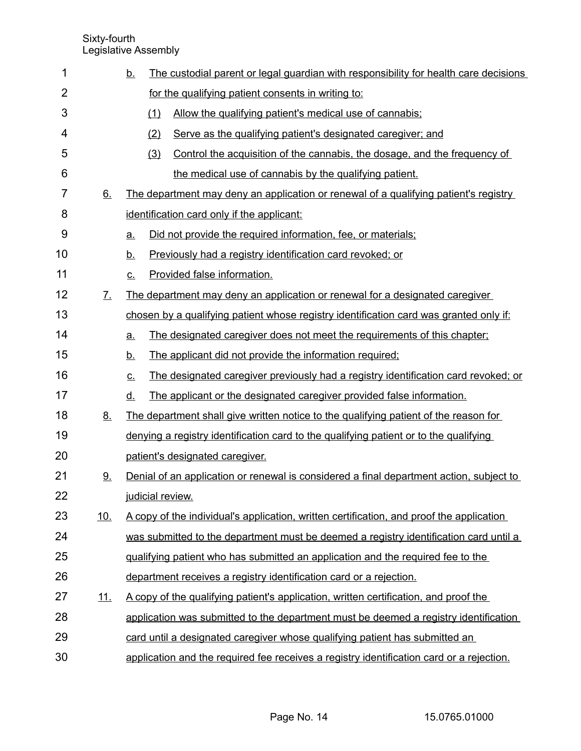b. The custodial parent or legal guardian with responsibility for health care decisions for the qualifying patient consents in writing to:

   (1) Allow the qualifying patient's medical use of cannabis;

   (2) Serve as the qualifying patient's designated caregiver; and

   (3) Control the acquisition of the cannabis, the dosage, and the frequency of the medical use of cannabis by the qualifying patient.

6. The department may deny an application or renewal of a qualifying patient's registry identification card only if the applicant:

   a. Did not provide the required information, fee, or materials;

   b. Previously had a registry identification card revoked; or

   c. Provided false information.

7. The department may deny an application or renewal for a designated caregiver chosen by a qualifying patient whose registry identification card was granted only if:

   a. The designated caregiver does not meet the requirements of this chapter;

   b. The applicant did not provide the information required;

   c. The designated caregiver previously had a registry identification card revoked; or

   d. The applicant or the designated caregiver provided false information.

8. The department shall give written notice to the qualifying patient of the reason for denying a registry identification card to the qualifying patient or to the qualifying patient's designated caregiver.

9. Denial of an application or renewal is considered a final department action, subject to judicial review.

10. A copy of the individual's application, written certification, and proof the application was submitted to the department must be deemed a registry identification card until a qualifying patient who has submitted an application and the required fee to the department receives a registry identification card or a rejection.

11. A copy of the qualifying patient's application, written certification, and proof the application was submitted to the department must be deemed a registry identification card until a designated caregiver whose qualifying patient has submitted an application and the required fee receives a registry identification card or a rejection.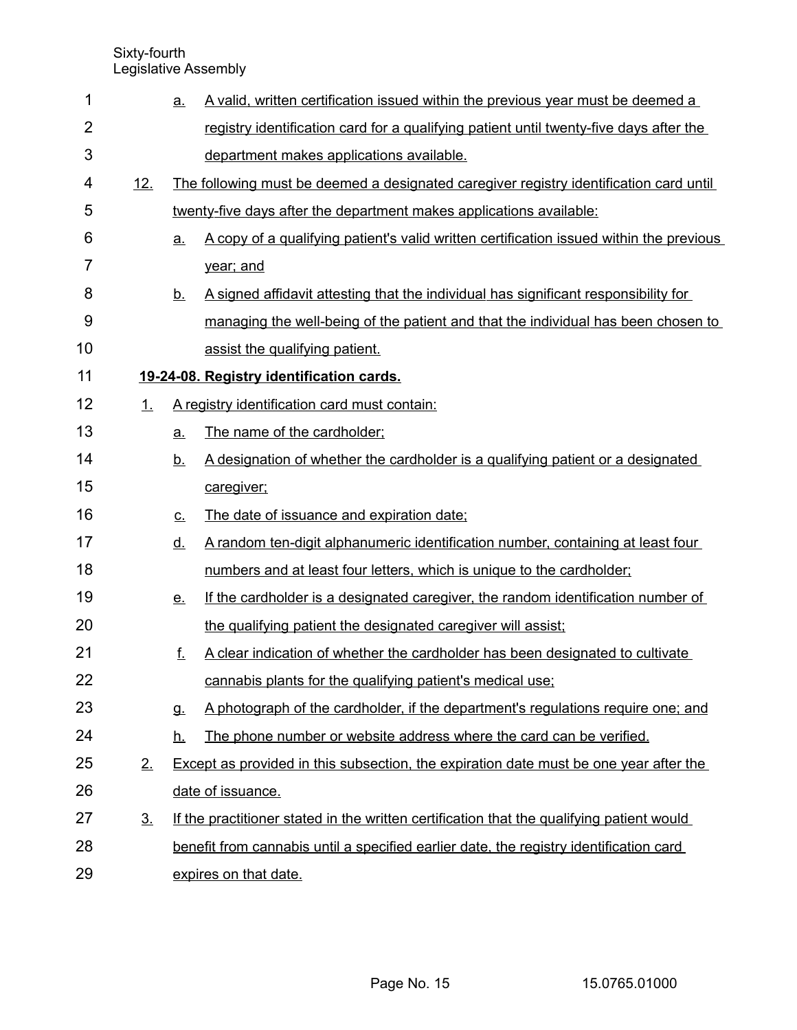a. A valid, written certification issued within the previous year must be deemed a registry identification card for a qualifying patient until twenty-five days after the department makes applications available.

12. The following must be deemed a designated caregiver registry identification card until twenty-five days after the department makes applications available:

 a. A copy of a qualifying patient's valid written certification issued within the previous year; and

 b. A signed affidavit attesting that the individual has significant responsibility for managing the well-being of the patient and that the individual has been chosen to assist the qualifying patient.

**19-24-08. Registry identification cards.**

1. A registry identification card must contain:

 a. The name of the cardholder;

 b. A designation of whether the cardholder is a qualifying patient or a designated caregiver;

 c. The date of issuance and expiration date;

 d. A random ten-digit alphanumeric identification number, containing at least four numbers and at least four letters, which is unique to the cardholder;

 e. If the cardholder is a designated caregiver, the random identification number of the qualifying patient the designated caregiver will assist;

 f. A clear indication of whether the cardholder has been designated to cultivate cannabis plants for the qualifying patient's medical use;

 g. A photograph of the cardholder, if the department's regulations require one; and

 h. The phone number or website address where the card can be verified.

2. Except as provided in this subsection, the expiration date must be one year after the date of issuance.

3. If the practitioner stated in the written certification that the qualifying patient would benefit from cannabis until a specified earlier date, the registry identification card expires on that date.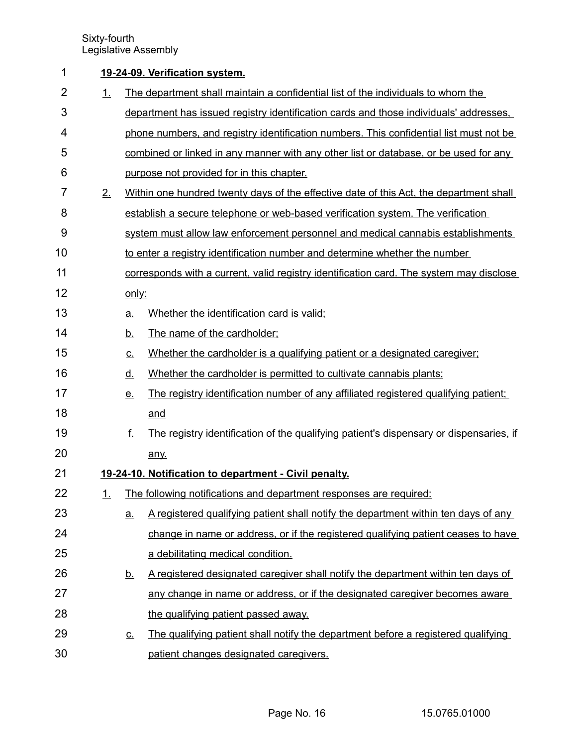**19-24-09. Verification system.**

1. The department shall maintain a confidential list of the individuals to whom the department has issued registry identification cards and those individuals' addresses, phone numbers, and registry identification numbers. This confidential list must not be combined or linked in any manner with any other list or database, or be used for any purpose not provided for in this chapter.
2. Within one hundred twenty days of the effective date of this Act, the department shall establish a secure telephone or web-based verification system. The verification system must allow law enforcement personnel and medical cannabis establishments to enter a registry identification number and determine whether the number corresponds with a current, valid registry identification card. The system may disclose only:
   a. Whether the identification card is valid;
   b. The name of the cardholder;
   c. Whether the cardholder is a qualifying patient or a designated caregiver;
   d. Whether the cardholder is permitted to cultivate cannabis plants;
   e. The registry identification number of any affiliated registered qualifying patient; and
   f. The registry identification of the qualifying patient's dispensary or dispensaries, if any.

**19-24-10. Notification to department - Civil penalty.**

1. The following notifications and department responses are required:
   a. A registered qualifying patient shall notify the department within ten days of any change in name or address, or if the registered qualifying patient ceases to have a debilitating medical condition.
   b. A registered designated caregiver shall notify the department within ten days of any change in name or address, or if the designated caregiver becomes aware the qualifying patient passed away.
   c. The qualifying patient shall notify the department before a registered qualifying patient changes designated caregivers.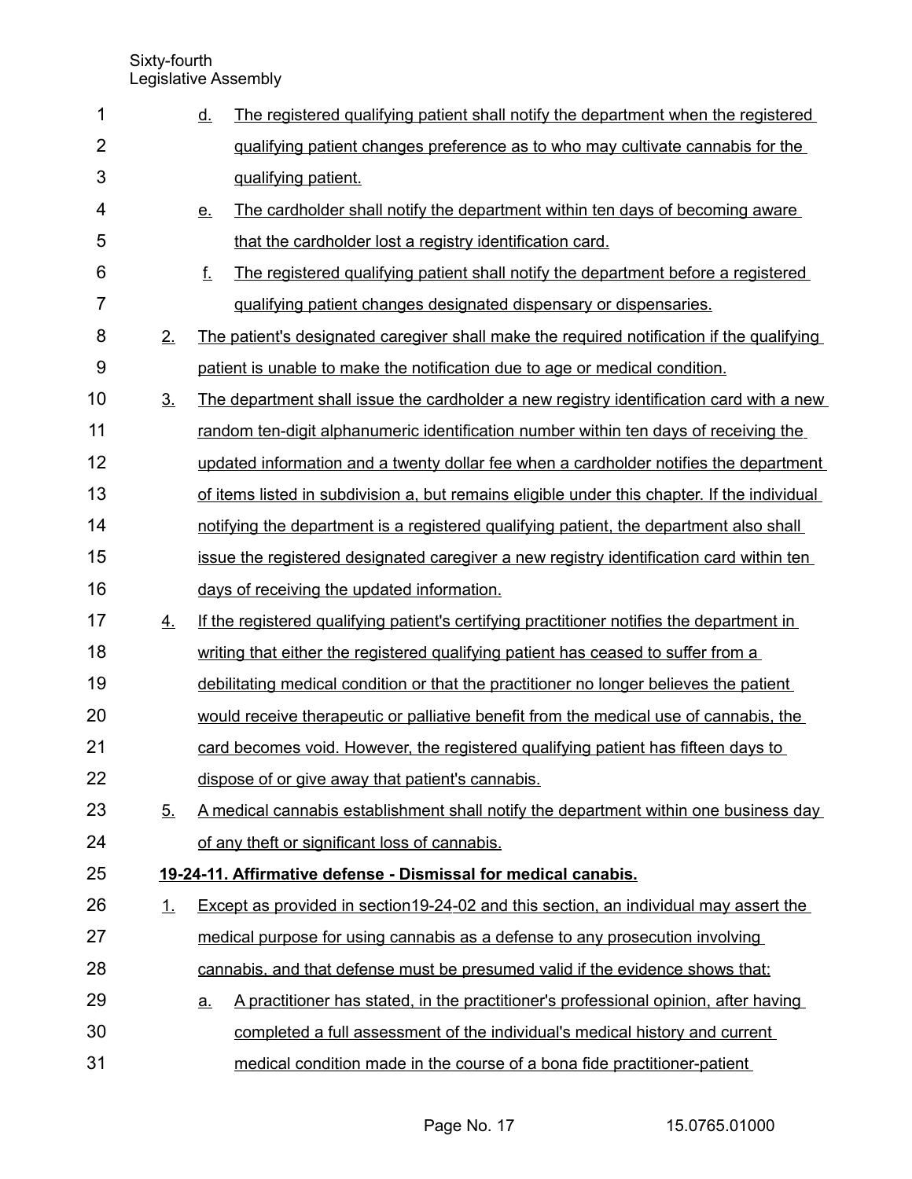d. The registered qualifying patient shall notify the department when the registered qualifying patient changes preference as to who may cultivate cannabis for the qualifying patient.

e. The cardholder shall notify the department within ten days of becoming aware that the cardholder lost a registry identification card.

f. The registered qualifying patient shall notify the department before a registered qualifying patient changes designated dispensary or dispensaries.

2. The patient's designated caregiver shall make the required notification if the qualifying patient is unable to make the notification due to age or medical condition.

3. The department shall issue the cardholder a new registry identification card with a new random ten-digit alphanumeric identification number within ten days of receiving the updated information and a twenty dollar fee when a cardholder notifies the department of items listed in subdivision a, but remains eligible under this chapter. If the individual notifying the department is a registered qualifying patient, the department also shall issue the registered designated caregiver a new registry identification card within ten days of receiving the updated information.

4. If the registered qualifying patient's certifying practitioner notifies the department in writing that either the registered qualifying patient has ceased to suffer from a debilitating medical condition or that the practitioner no longer believes the patient would receive therapeutic or palliative benefit from the medical use of cannabis, the card becomes void. However, the registered qualifying patient has fifteen days to dispose of or give away that patient's cannabis.

5. A medical cannabis establishment shall notify the department within one business day of any theft or significant loss of cannabis.

**19-24-11. Affirmative defense - Dismissal for medical canabis.**

1. Except as provided in section19-24-02 and this section, an individual may assert the medical purpose for using cannabis as a defense to any prosecution involving cannabis, and that defense must be presumed valid if the evidence shows that:

   a. A practitioner has stated, in the practitioner's professional opinion, after having completed a full assessment of the individual's medical history and current medical condition made in the course of a bona fide practitioner-patient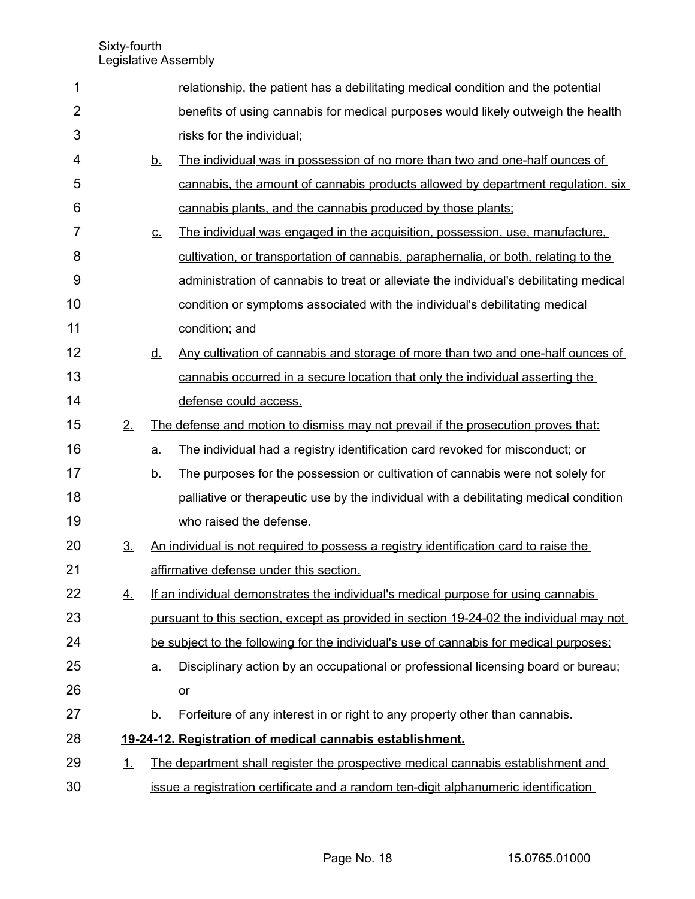relationship, the patient has a debilitating medical condition and the potential benefits of using cannabis for medical purposes would likely outweigh the health risks for the individual;

b. The individual was in possession of no more than two and one-half ounces of cannabis, the amount of cannabis products allowed by department regulation, six cannabis plants, and the cannabis produced by those plants;

c. The individual was engaged in the acquisition, possession, use, manufacture, cultivation, or transportation of cannabis, paraphernalia, or both, relating to the administration of cannabis to treat or alleviate the individual's debilitating medical condition or symptoms associated with the individual's debilitating medical condition; and

d. Any cultivation of cannabis and storage of more than two and one-half ounces of cannabis occurred in a secure location that only the individual asserting the defense could access.

2. The defense and motion to dismiss may not prevail if the prosecution proves that:

   a. The individual had a registry identification card revoked for misconduct; or

   b. The purposes for the possession or cultivation of cannabis were not solely for palliative or therapeutic use by the individual with a debilitating medical condition who raised the defense.

3. An individual is not required to possess a registry identification card to raise the affirmative defense under this section.

4. If an individual demonstrates the individual's medical purpose for using cannabis pursuant to this section, except as provided in section 19-24-02 the individual may not be subject to the following for the individual's use of cannabis for medical purposes:

   a. Disciplinary action by an occupational or professional licensing board or bureau; or

   b. Forfeiture of any interest in or right to any property other than cannabis.

**19-24-12. Registration of medical cannabis establishment.**

1. The department shall register the prospective medical cannabis establishment and issue a registration certificate and a random ten-digit alphanumeric identification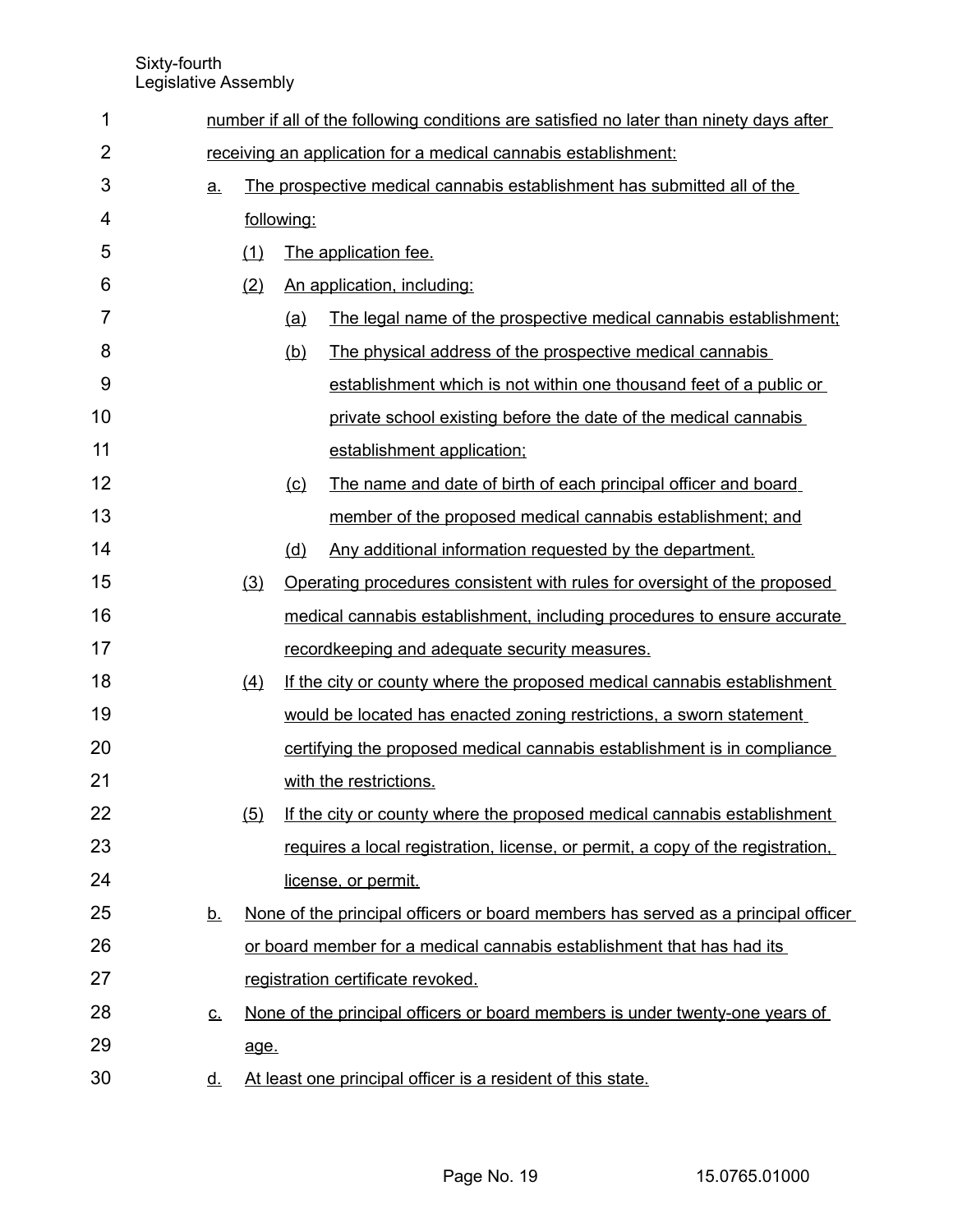number if all of the following conditions are satisfied no later than ninety days after receiving an application for a medical cannabis establishment:

a. The prospective medical cannabis establishment has submitted all of the following:

   (1) The application fee.

   (2) An application, including:

      (a) The legal name of the prospective medical cannabis establishment;

      (b) The physical address of the prospective medical cannabis establishment which is not within one thousand feet of a public or private school existing before the date of the medical cannabis establishment application;

      (c) The name and date of birth of each principal officer and board member of the proposed medical cannabis establishment; and

      (d) Any additional information requested by the department.

   (3) Operating procedures consistent with rules for oversight of the proposed medical cannabis establishment, including procedures to ensure accurate recordkeeping and adequate security measures.

   (4) If the city or county where the proposed medical cannabis establishment would be located has enacted zoning restrictions, a sworn statement certifying the proposed medical cannabis establishment is in compliance with the restrictions.

   (5) If the city or county where the proposed medical cannabis establishment requires a local registration, license, or permit, a copy of the registration, license, or permit.

b. None of the principal officers or board members has served as a principal officer or board member for a medical cannabis establishment that has had its registration certificate revoked.

c. None of the principal officers or board members is under twenty-one years of age.

d. At least one principal officer is a resident of this state.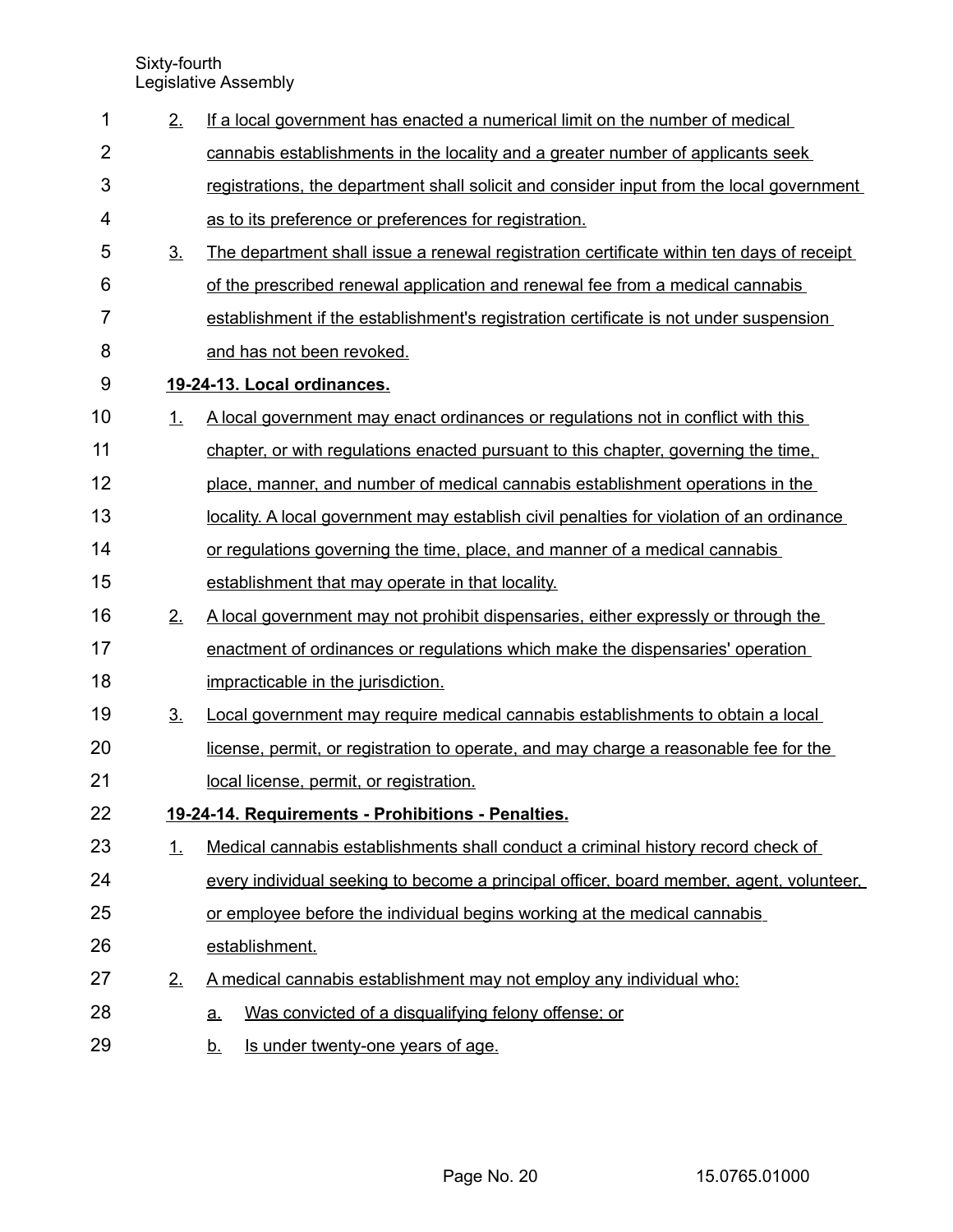2. If a local government has enacted a numerical limit on the number of medical cannabis establishments in the locality and a greater number of applicants seek registrations, the department shall solicit and consider input from the local government as to its preference or preferences for registration.

3. The department shall issue a renewal registration certificate within ten days of receipt of the prescribed renewal application and renewal fee from a medical cannabis establishment if the establishment's registration certificate is not under suspension and has not been revoked.

**19-24-13. Local ordinances.**

1. A local government may enact ordinances or regulations not in conflict with this chapter, or with regulations enacted pursuant to this chapter, governing the time, place, manner, and number of medical cannabis establishment operations in the locality. A local government may establish civil penalties for violation of an ordinance or regulations governing the time, place, and manner of a medical cannabis establishment that may operate in that locality.

2. A local government may not prohibit dispensaries, either expressly or through the enactment of ordinances or regulations which make the dispensaries' operation impracticable in the jurisdiction.

3. Local government may require medical cannabis establishments to obtain a local license, permit, or registration to operate, and may charge a reasonable fee for the local license, permit, or registration.

**19-24-14. Requirements - Prohibitions - Penalties.**

1. Medical cannabis establishments shall conduct a criminal history record check of every individual seeking to become a principal officer, board member, agent, volunteer, or employee before the individual begins working at the medical cannabis establishment.

2. A medical cannabis establishment may not employ any individual who:

   a. Was convicted of a disqualifying felony offense; or

   b. Is under twenty-one years of age.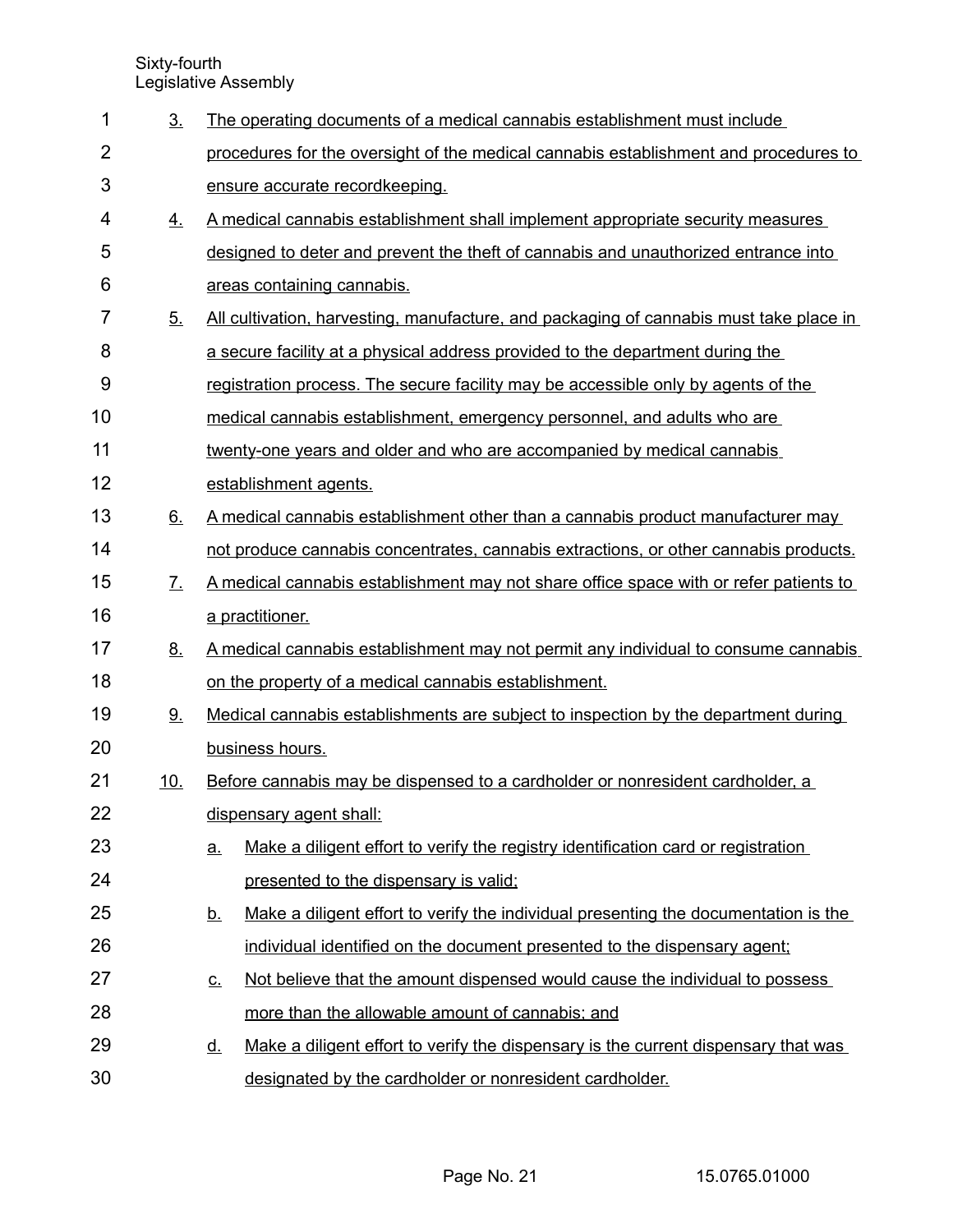3. The operating documents of a medical cannabis establishment must include procedures for the oversight of the medical cannabis establishment and procedures to ensure accurate recordkeeping.
4. A medical cannabis establishment shall implement appropriate security measures designed to deter and prevent the theft of cannabis and unauthorized entrance into areas containing cannabis.
5. All cultivation, harvesting, manufacture, and packaging of cannabis must take place in a secure facility at a physical address provided to the department during the registration process. The secure facility may be accessible only by agents of the medical cannabis establishment, emergency personnel, and adults who are twenty-one years and older and who are accompanied by medical cannabis establishment agents.
6. A medical cannabis establishment other than a cannabis product manufacturer may not produce cannabis concentrates, cannabis extractions, or other cannabis products.
7. A medical cannabis establishment may not share office space with or refer patients to a practitioner.
8. A medical cannabis establishment may not permit any individual to consume cannabis on the property of a medical cannabis establishment.
9. Medical cannabis establishments are subject to inspection by the department during business hours.
10. Before cannabis may be dispensed to a cardholder or nonresident cardholder, a dispensary agent shall:
    a. Make a diligent effort to verify the registry identification card or registration presented to the dispensary is valid;
    b. Make a diligent effort to verify the individual presenting the documentation is the individual identified on the document presented to the dispensary agent;
    c. Not believe that the amount dispensed would cause the individual to possess more than the allowable amount of cannabis; and
    d. Make a diligent effort to verify the dispensary is the current dispensary that was designated by the cardholder or nonresident cardholder.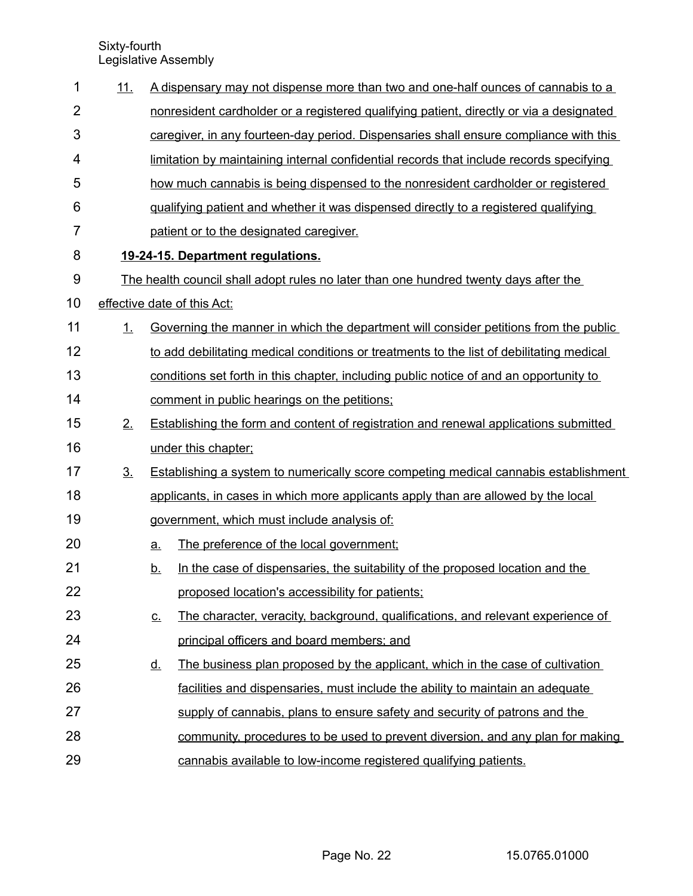11. A dispensary may not dispense more than two and one-half ounces of cannabis to a nonresident cardholder or a registered qualifying patient, directly or via a designated caregiver, in any fourteen-day period. Dispensaries shall ensure compliance with this limitation by maintaining internal confidential records that include records specifying how much cannabis is being dispensed to the nonresident cardholder or registered qualifying patient and whether it was dispensed directly to a registered qualifying patient or to the designated caregiver.

**19-24-15. Department regulations.**

The health council shall adopt rules no later than one hundred twenty days after the effective date of this Act:

1. Governing the manner in which the department will consider petitions from the public to add debilitating medical conditions or treatments to the list of debilitating medical conditions set forth in this chapter, including public notice of and an opportunity to comment in public hearings on the petitions;
2. Establishing the form and content of registration and renewal applications submitted under this chapter;
3. Establishing a system to numerically score competing medical cannabis establishment applicants, in cases in which more applicants apply than are allowed by the local government, which must include analysis of:
   a. The preference of the local government;
   b. In the case of dispensaries, the suitability of the proposed location and the proposed location's accessibility for patients;
   c. The character, veracity, background, qualifications, and relevant experience of principal officers and board members; and
   d. The business plan proposed by the applicant, which in the case of cultivation facilities and dispensaries, must include the ability to maintain an adequate supply of cannabis, plans to ensure safety and security of patrons and the community, procedures to be used to prevent diversion, and any plan for making cannabis available to low-income registered qualifying patients.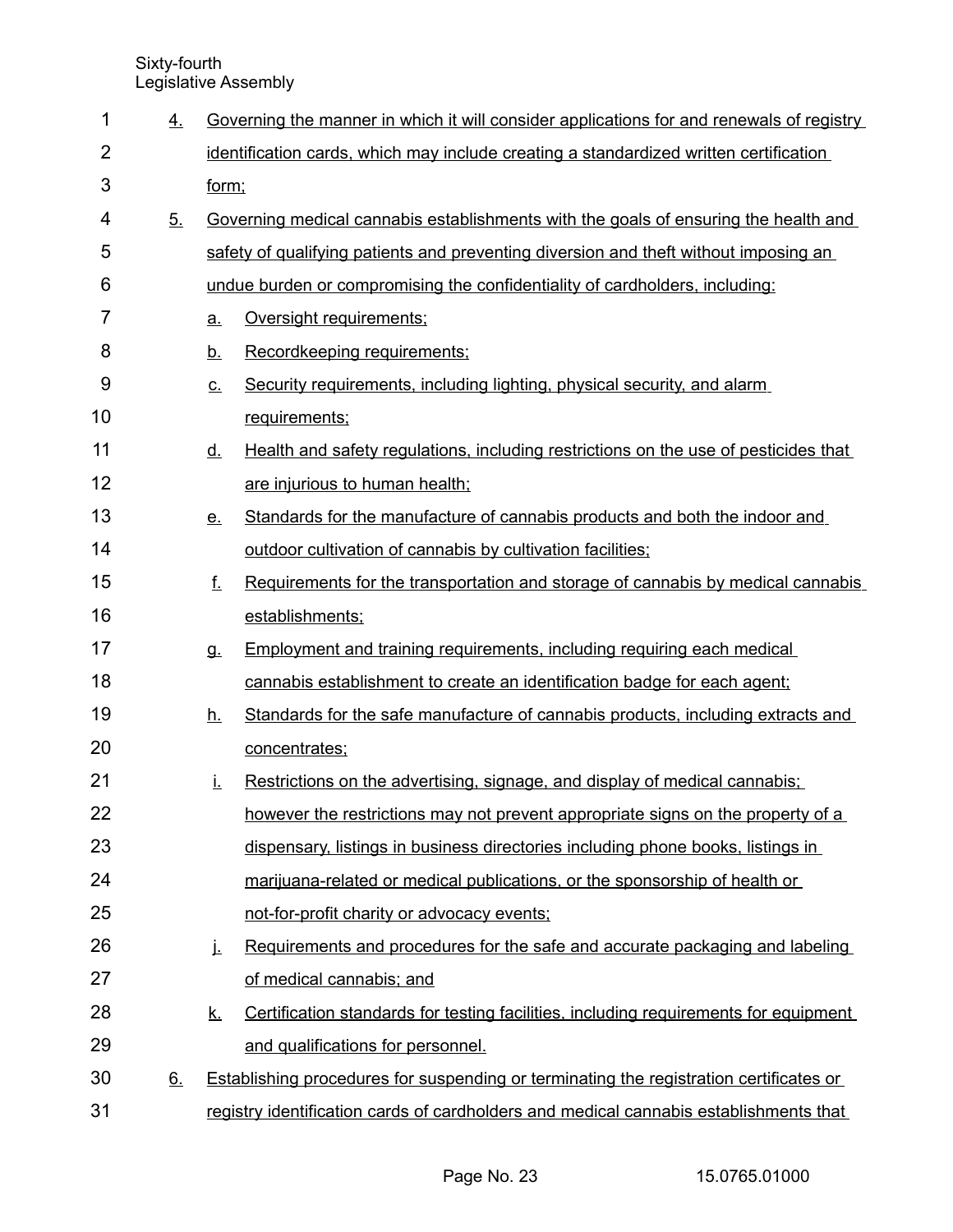4. Governing the manner in which it will consider applications for and renewals of registry identification cards, which may include creating a standardized written certification form;

5. Governing medical cannabis establishments with the goals of ensuring the health and safety of qualifying patients and preventing diversion and theft without imposing an undue burden or compromising the confidentiality of cardholders, including:

   a. Oversight requirements;

   b. Recordkeeping requirements;

   c. Security requirements, including lighting, physical security, and alarm requirements;

   d. Health and safety regulations, including restrictions on the use of pesticides that are injurious to human health;

   e. Standards for the manufacture of cannabis products and both the indoor and outdoor cultivation of cannabis by cultivation facilities;

   f. Requirements for the transportation and storage of cannabis by medical cannabis establishments;

   g. Employment and training requirements, including requiring each medical cannabis establishment to create an identification badge for each agent;

   h. Standards for the safe manufacture of cannabis products, including extracts and concentrates;

   i. Restrictions on the advertising, signage, and display of medical cannabis; however the restrictions may not prevent appropriate signs on the property of a dispensary, listings in business directories including phone books, listings in marijuana-related or medical publications, or the sponsorship of health or not-for-profit charity or advocacy events;

   j. Requirements and procedures for the safe and accurate packaging and labeling of medical cannabis; and

   k. Certification standards for testing facilities, including requirements for equipment and qualifications for personnel.

6. Establishing procedures for suspending or terminating the registration certificates or registry identification cards of cardholders and medical cannabis establishments that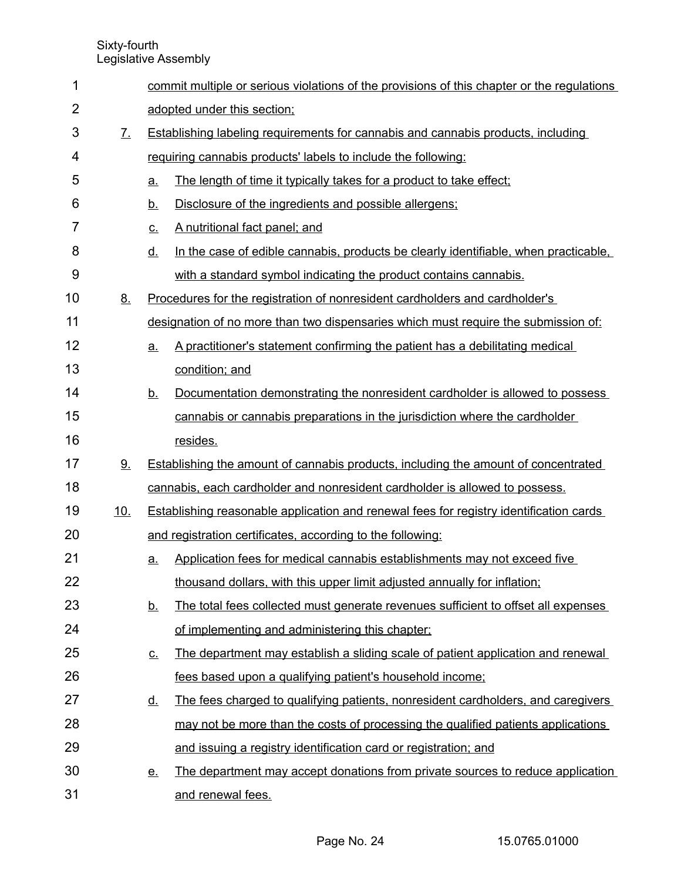commit multiple or serious violations of the provisions of this chapter or the regulations adopted under this section;

7. Establishing labeling requirements for cannabis and cannabis products, including requiring cannabis products' labels to include the following:
   - a. The length of time it typically takes for a product to take effect;
   - b. Disclosure of the ingredients and possible allergens;
   - c. A nutritional fact panel; and
   - d. In the case of edible cannabis, products be clearly identifiable, when practicable, with a standard symbol indicating the product contains cannabis.

8. Procedures for the registration of nonresident cardholders and cardholder's designation of no more than two dispensaries which must require the submission of:
   - a. A practitioner's statement confirming the patient has a debilitating medical condition; and
   - b. Documentation demonstrating the nonresident cardholder is allowed to possess cannabis or cannabis preparations in the jurisdiction where the cardholder resides.

9. Establishing the amount of cannabis products, including the amount of concentrated cannabis, each cardholder and nonresident cardholder is allowed to possess.

10. Establishing reasonable application and renewal fees for registry identification cards and registration certificates, according to the following:
    - a. Application fees for medical cannabis establishments may not exceed five thousand dollars, with this upper limit adjusted annually for inflation;
    - b. The total fees collected must generate revenues sufficient to offset all expenses of implementing and administering this chapter;
    - c. The department may establish a sliding scale of patient application and renewal fees based upon a qualifying patient's household income;
    - d. The fees charged to qualifying patients, nonresident cardholders, and caregivers may not be more than the costs of processing the qualified patients applications and issuing a registry identification card or registration; and
    - e. The department may accept donations from private sources to reduce application and renewal fees.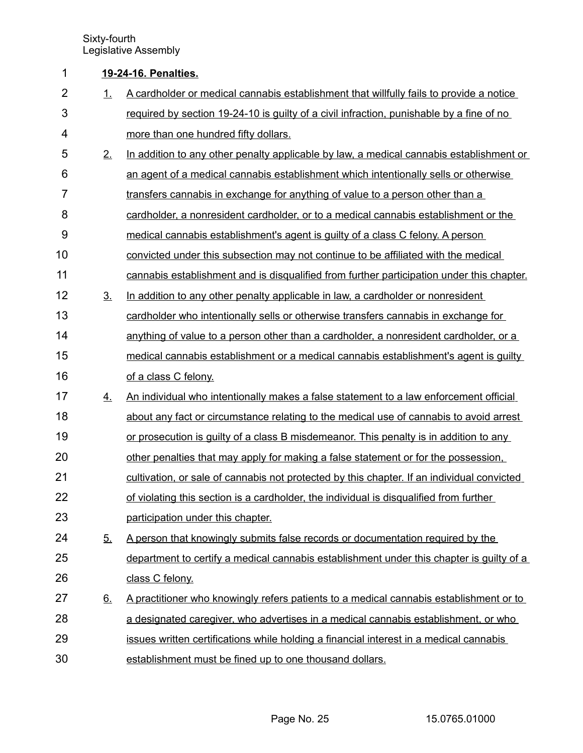**19-24-16. Penalties.**

1. A cardholder or medical cannabis establishment that willfully fails to provide a notice required by section 19-24-10 is guilty of a civil infraction, punishable by a fine of no more than one hundred fifty dollars.
2. In addition to any other penalty applicable by law, a medical cannabis establishment or an agent of a medical cannabis establishment which intentionally sells or otherwise transfers cannabis in exchange for anything of value to a person other than a cardholder, a nonresident cardholder, or to a medical cannabis establishment or the medical cannabis establishment's agent is guilty of a class C felony. A person convicted under this subsection may not continue to be affiliated with the medical cannabis establishment and is disqualified from further participation under this chapter.
3. In addition to any other penalty applicable in law, a cardholder or nonresident cardholder who intentionally sells or otherwise transfers cannabis in exchange for anything of value to a person other than a cardholder, a nonresident cardholder, or a medical cannabis establishment or a medical cannabis establishment's agent is guilty of a class C felony.
4. An individual who intentionally makes a false statement to a law enforcement official about any fact or circumstance relating to the medical use of cannabis to avoid arrest or prosecution is guilty of a class B misdemeanor. This penalty is in addition to any other penalties that may apply for making a false statement or for the possession, cultivation, or sale of cannabis not protected by this chapter. If an individual convicted of violating this section is a cardholder, the individual is disqualified from further participation under this chapter.
5. A person that knowingly submits false records or documentation required by the department to certify a medical cannabis establishment under this chapter is guilty of a class C felony.
6. A practitioner who knowingly refers patients to a medical cannabis establishment or to a designated caregiver, who advertises in a medical cannabis establishment, or who issues written certifications while holding a financial interest in a medical cannabis establishment must be fined up to one thousand dollars.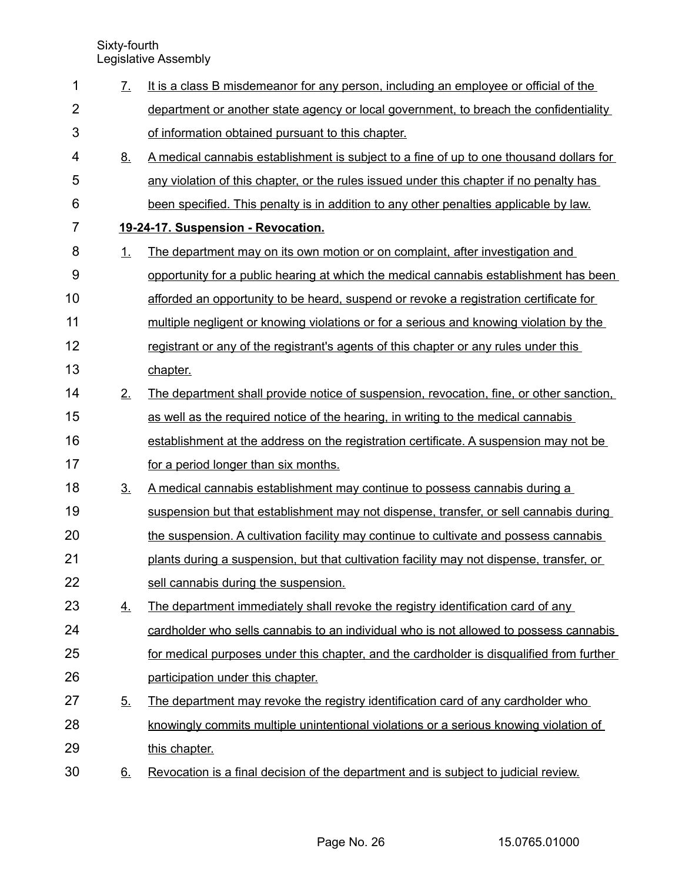7. It is a class B misdemeanor for any person, including an employee or official of the department or another state agency or local government, to breach the confidentiality of information obtained pursuant to this chapter.

8. A medical cannabis establishment is subject to a fine of up to one thousand dollars for any violation of this chapter, or the rules issued under this chapter if no penalty has been specified. This penalty is in addition to any other penalties applicable by law.

**19-24-17. Suspension - Revocation.**

1. The department may on its own motion or on complaint, after investigation and opportunity for a public hearing at which the medical cannabis establishment has been afforded an opportunity to be heard, suspend or revoke a registration certificate for multiple negligent or knowing violations or for a serious and knowing violation by the registrant or any of the registrant's agents of this chapter or any rules under this chapter.

2. The department shall provide notice of suspension, revocation, fine, or other sanction, as well as the required notice of the hearing, in writing to the medical cannabis establishment at the address on the registration certificate. A suspension may not be for a period longer than six months.

3. A medical cannabis establishment may continue to possess cannabis during a suspension but that establishment may not dispense, transfer, or sell cannabis during the suspension. A cultivation facility may continue to cultivate and possess cannabis plants during a suspension, but that cultivation facility may not dispense, transfer, or sell cannabis during the suspension.

4. The department immediately shall revoke the registry identification card of any cardholder who sells cannabis to an individual who is not allowed to possess cannabis for medical purposes under this chapter, and the cardholder is disqualified from further participation under this chapter.

5. The department may revoke the registry identification card of any cardholder who knowingly commits multiple unintentional violations or a serious knowing violation of this chapter.

6. Revocation is a final decision of the department and is subject to judicial review.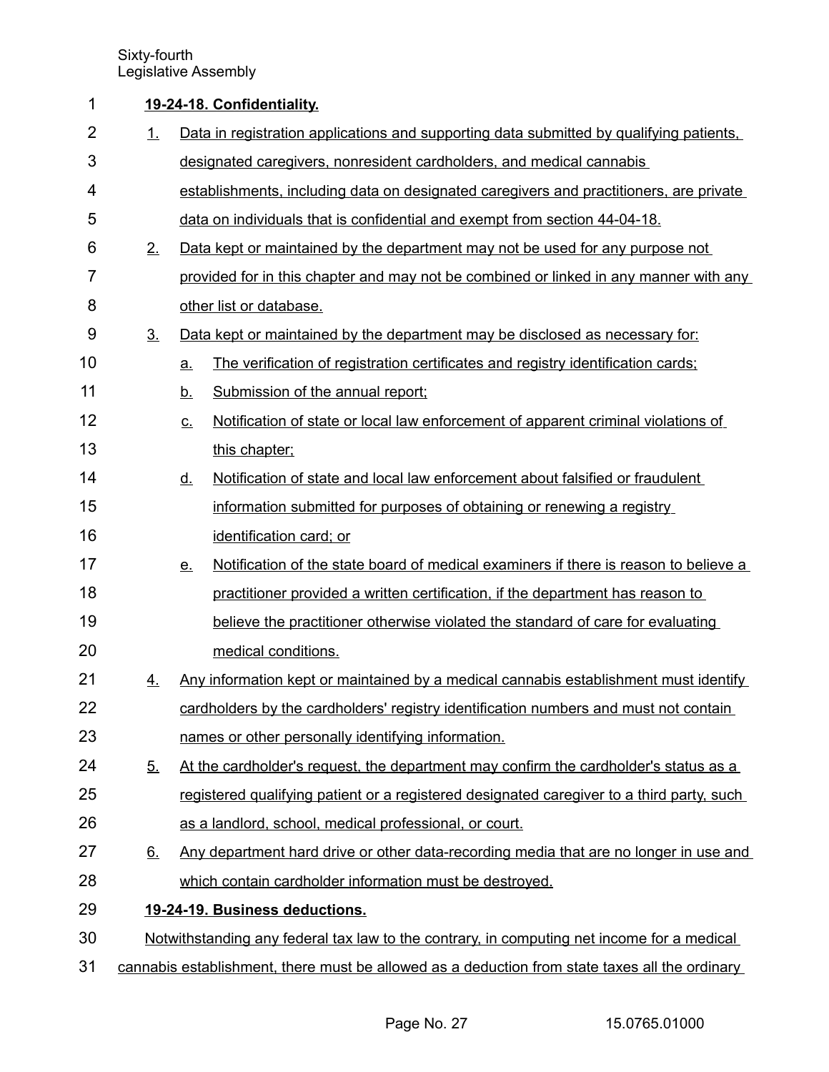**19-24-18. Confidentiality.**

1. Data in registration applications and supporting data submitted by qualifying patients, designated caregivers, nonresident cardholders, and medical cannabis establishments, including data on designated caregivers and practitioners, are private data on individuals that is confidential and exempt from section 44-04-18.
2. Data kept or maintained by the department may not be used for any purpose not provided for in this chapter and may not be combined or linked in any manner with any other list or database.
3. Data kept or maintained by the department may be disclosed as necessary for:
   a. The verification of registration certificates and registry identification cards;
   b. Submission of the annual report;
   c. Notification of state or local law enforcement of apparent criminal violations of this chapter;
   d. Notification of state and local law enforcement about falsified or fraudulent information submitted for purposes of obtaining or renewing a registry identification card; or
   e. Notification of the state board of medical examiners if there is reason to believe a practitioner provided a written certification, if the department has reason to believe the practitioner otherwise violated the standard of care for evaluating medical conditions.
4. Any information kept or maintained by a medical cannabis establishment must identify cardholders by the cardholders' registry identification numbers and must not contain names or other personally identifying information.
5. At the cardholder's request, the department may confirm the cardholder's status as a registered qualifying patient or a registered designated caregiver to a third party, such as a landlord, school, medical professional, or court.
6. Any department hard drive or other data-recording media that are no longer in use and which contain cardholder information must be destroyed.

**19-24-19. Business deductions.**

Notwithstanding any federal tax law to the contrary, in computing net income for a medical cannabis establishment, there must be allowed as a deduction from state taxes all the ordinary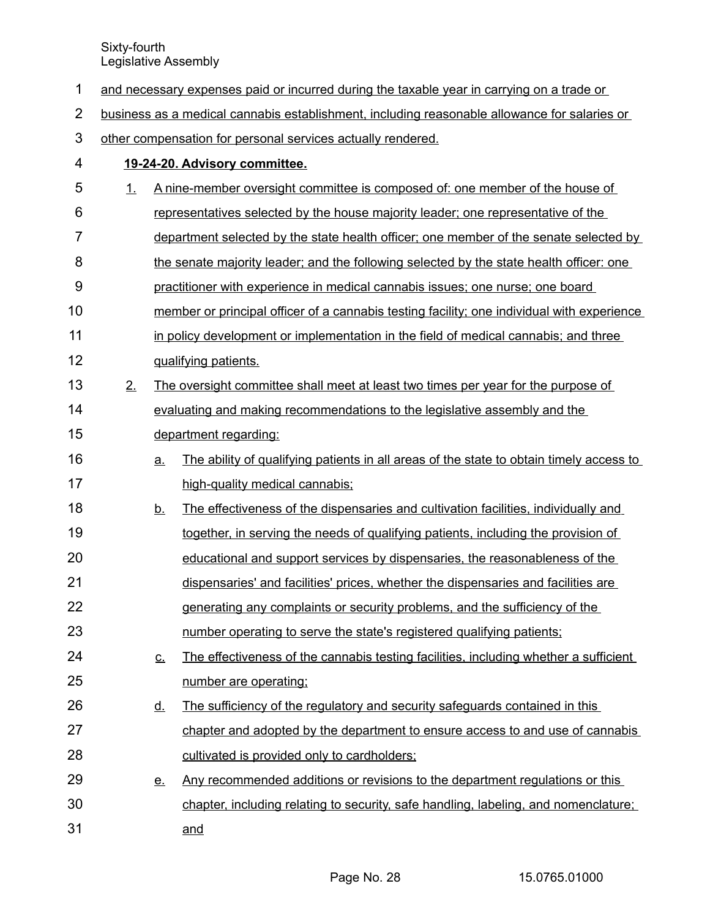and necessary expenses paid or incurred during the taxable year in carrying on a trade or business as a medical cannabis establishment, including reasonable allowance for salaries or other compensation for personal services actually rendered.

**19-24-20. Advisory committee.**

1. A nine-member oversight committee is composed of: one member of the house of representatives selected by the house majority leader; one representative of the department selected by the state health officer; one member of the senate selected by the senate majority leader; and the following selected by the state health officer: one practitioner with experience in medical cannabis issues; one nurse; one board member or principal officer of a cannabis testing facility; one individual with experience in policy development or implementation in the field of medical cannabis; and three qualifying patients.

2. The oversight committee shall meet at least two times per year for the purpose of evaluating and making recommendations to the legislative assembly and the department regarding:

   a. The ability of qualifying patients in all areas of the state to obtain timely access to high-quality medical cannabis;

   b. The effectiveness of the dispensaries and cultivation facilities, individually and together, in serving the needs of qualifying patients, including the provision of educational and support services by dispensaries, the reasonableness of the dispensaries' and facilities' prices, whether the dispensaries and facilities are generating any complaints or security problems, and the sufficiency of the number operating to serve the state's registered qualifying patients;

   c. The effectiveness of the cannabis testing facilities, including whether a sufficient number are operating;

   d. The sufficiency of the regulatory and security safeguards contained in this chapter and adopted by the department to ensure access to and use of cannabis cultivated is provided only to cardholders;

   e. Any recommended additions or revisions to the department regulations or this chapter, including relating to security, safe handling, labeling, and nomenclature; and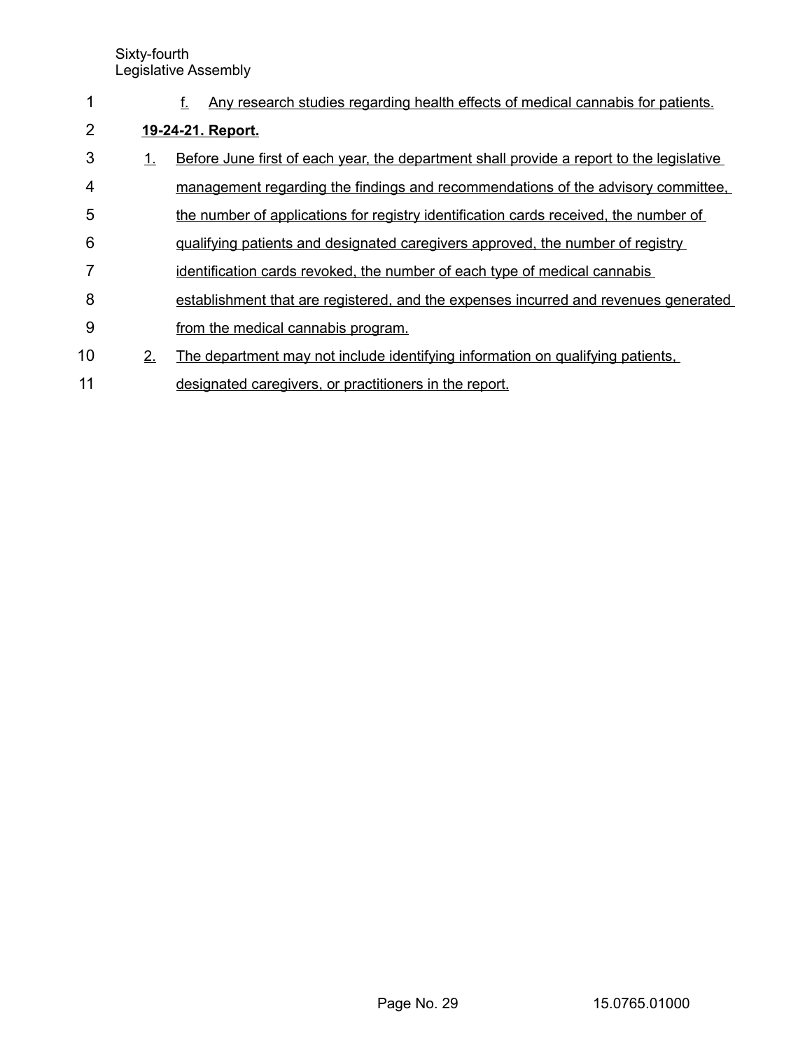f. Any research studies regarding health effects of medical cannabis for patients.

**19-24-21. Report.**

1. Before June first of each year, the department shall provide a report to the legislative management regarding the findings and recommendations of the advisory committee, the number of applications for registry identification cards received, the number of qualifying patients and designated caregivers approved, the number of registry identification cards revoked, the number of each type of medical cannabis establishment that are registered, and the expenses incurred and revenues generated from the medical cannabis program.
2. The department may not include identifying information on qualifying patients, designated caregivers, or practitioners in the report.